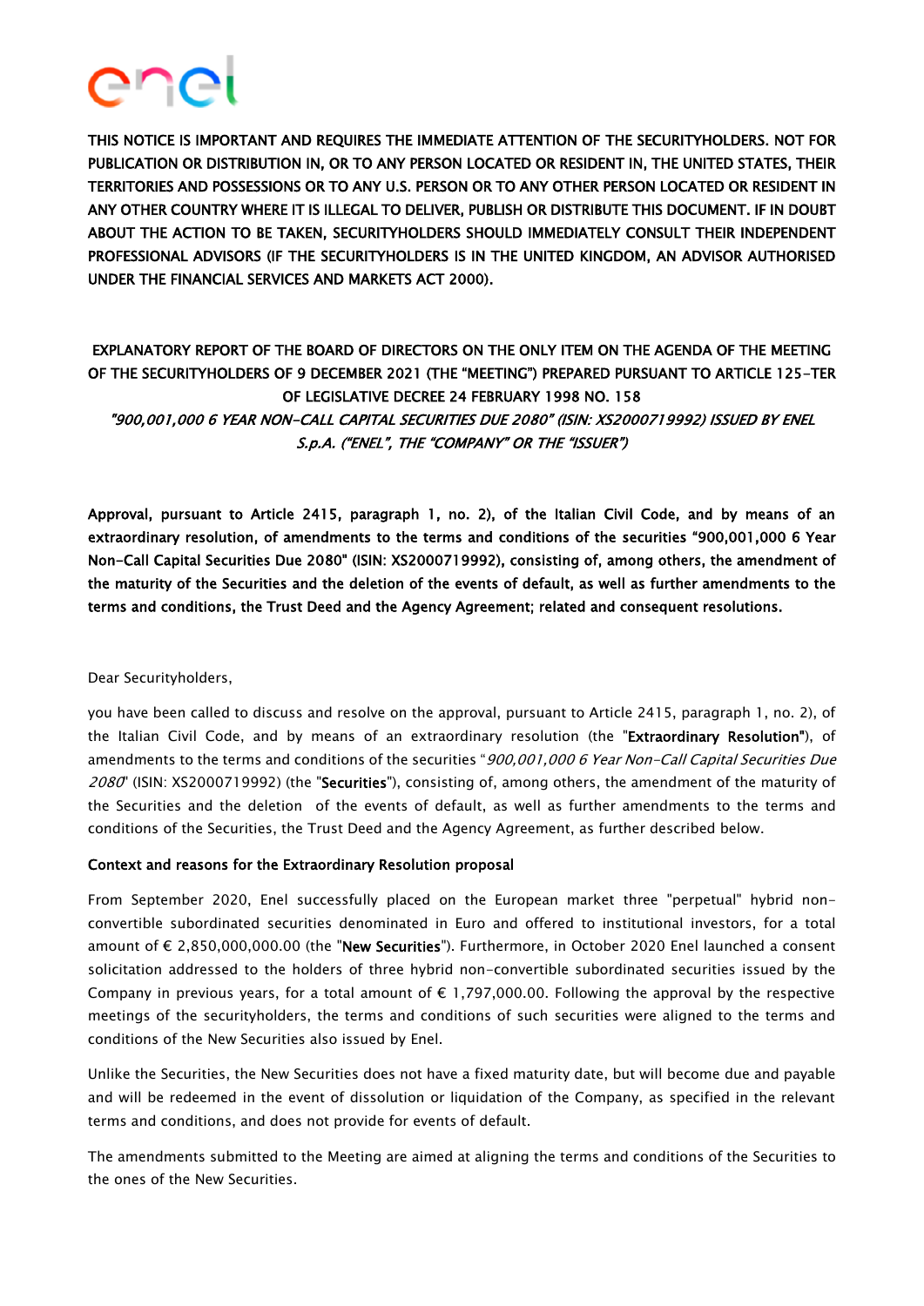**THIS NOTICE IS IMPORTANT AND REQUIRES THE IMMEDIATE ATTENTION OF THE SECURITYHOLDERS. NOT FOR PUBLICATION OR DISTRIBUTION IN, OR TO ANY PERSON LOCATED OR RESIDENT IN, THE UNITED STATES, THEIR TERRITORIES AND POSSESSIONS OR TO ANY U.S. PERSON OR TO ANY OTHER PERSON LOCATED OR RESIDENT IN ANY OTHER COUNTRY WHERE IT IS ILLEGAL TO DELIVER, PUBLISH OR DISTRIBUTE THIS DOCUMENT. IF IN DOUBT ABOUT THE ACTION TO BE TAKEN, SECURITYHOLDERS SHOULD IMMEDIATELY CONSULT THEIR INDEPENDENT PROFESSIONAL ADVISORS (IF THE SECURITYHOLDERS IS IN THE UNITED KINGDOM, AN ADVISOR AUTHORISED UNDER THE FINANCIAL SERVICES AND MARKETS ACT 2000).**

# EXPLANATORY REPORT OF THE BOARD OF DIRECTORS ON THE ONLY ITEM ON THE AGENDA OF THE MEETING OF THE SECURITYHOLDERS OF 9 DECEMBER 2021 (THE "MEETING") PREPARED PURSUANT TO ARTICLE 125-TER OF LEGISLATIVE DECREE 24 FEBRUARY 1998 NO. 158

***"900,001,000 6 YEAR NON-CALL CAPITAL SECURITIES DUE 2080" (ISIN: XS2000719992) ISSUED BY ENEL S.p.A. ("ENEL", THE "COMPANY" OR THE "ISSUER")***

**Approval, pursuant to Article 2415, paragraph 1, no. 2), of the Italian Civil Code, and by means of an extraordinary resolution, of amendments to the terms and conditions of the securities "900,001,000 6 Year Non-Call Capital Securities Due 2080" (ISIN: XS2000719992), consisting of, among others, the amendment of the maturity of the Securities and the deletion of the events of default, as well as further amendments to the terms and conditions, the Trust Deed and the Agency Agreement; related and consequent resolutions.**

Dear Securityholders,

you have been called to discuss and resolve on the approval, pursuant to Article 2415, paragraph 1, no. 2), of the Italian Civil Code, and by means of an extraordinary resolution (the "**Extraordinary Resolution**"), of amendments to the terms and conditions of the securities "*900,001,000 6 Year Non-Call Capital Securities Due 2080*" (ISIN: XS2000719992) (the "**Securities**"), consisting of, among others, the amendment of the maturity of the Securities and the deletion of the events of default, as well as further amendments to the terms and conditions of the Securities, the Trust Deed and the Agency Agreement, as further described below.

**Context and reasons for the Extraordinary Resolution proposal**

From September 2020, Enel successfully placed on the European market three "perpetual" hybrid non-convertible subordinated securities denominated in Euro and offered to institutional investors, for a total amount of € 2,850,000,000.00 (the "**New Securities**"). Furthermore, in October 2020 Enel launched a consent solicitation addressed to the holders of three hybrid non-convertible subordinated securities issued by the Company in previous years, for a total amount of € 1,797,000.00. Following the approval by the respective meetings of the securityholders, the terms and conditions of such securities were aligned to the terms and conditions of the New Securities also issued by Enel.

Unlike the Securities, the New Securities does not have a fixed maturity date, but will become due and payable and will be redeemed in the event of dissolution or liquidation of the Company, as specified in the relevant terms and conditions, and does not provide for events of default.

The amendments submitted to the Meeting are aimed at aligning the terms and conditions of the Securities to the ones of the New Securities.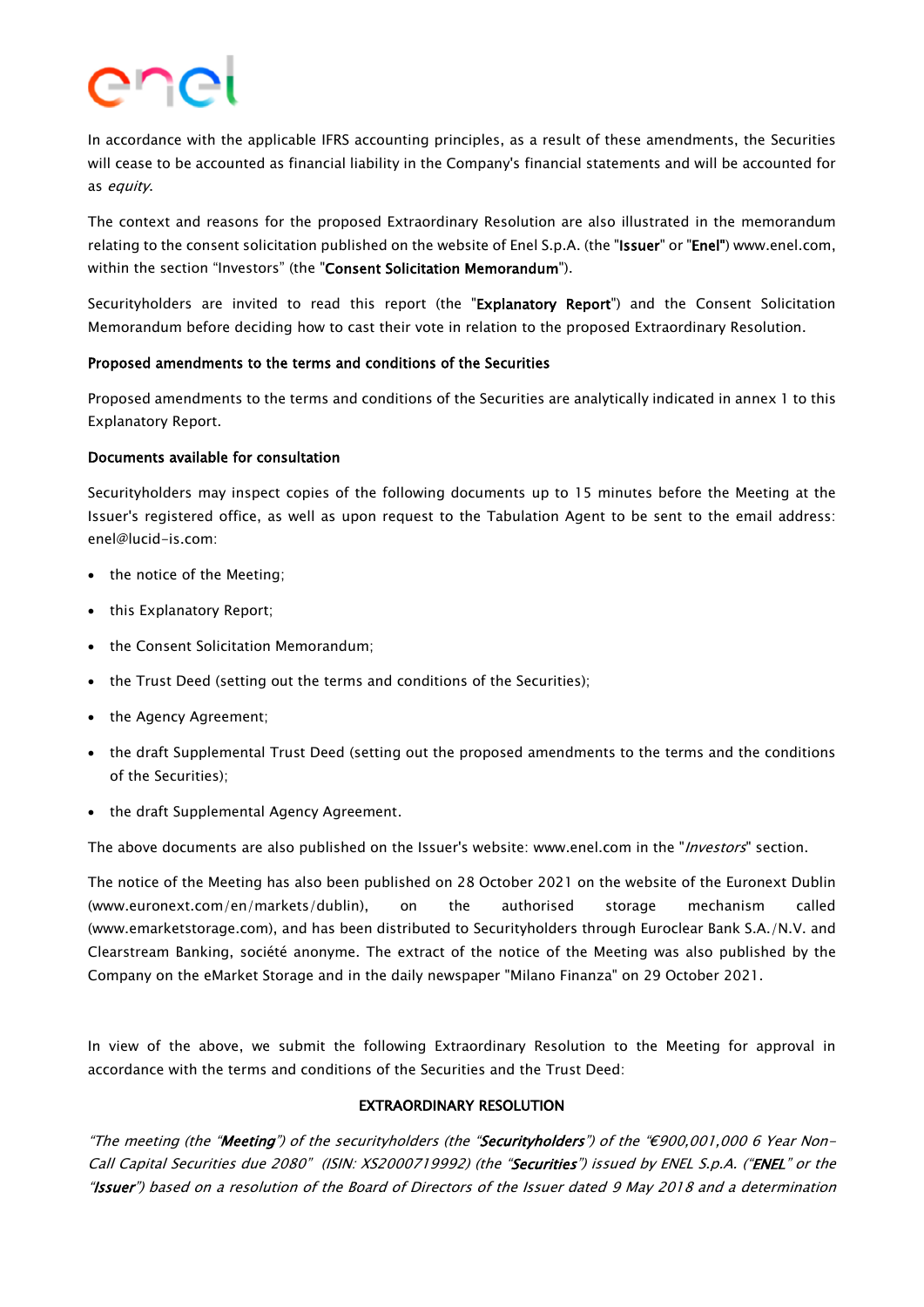In accordance with the applicable IFRS accounting principles, as a result of these amendments, the Securities will cease to be accounted as financial liability in the Company's financial statements and will be accounted for as *equity*.

The context and reasons for the proposed Extraordinary Resolution are also illustrated in the memorandum relating to the consent solicitation published on the website of Enel S.p.A. (the "**Issuer**" or "**Enel**") www.enel.com, within the section "Investors" (the "**Consent Solicitation Memorandum**").

Securityholders are invited to read this report (the "**Explanatory Report**") and the Consent Solicitation Memorandum before deciding how to cast their vote in relation to the proposed Extraordinary Resolution.

**Proposed amendments to the terms and conditions of the Securities**

Proposed amendments to the terms and conditions of the Securities are analytically indicated in annex 1 to this Explanatory Report.

**Documents available for consultation**

Securityholders may inspect copies of the following documents up to 15 minutes before the Meeting at the Issuer's registered office, as well as upon request to the Tabulation Agent to be sent to the email address: enel@lucid-is.com:

- the notice of the Meeting;
- this Explanatory Report;
- the Consent Solicitation Memorandum;
- the Trust Deed (setting out the terms and conditions of the Securities);
- the Agency Agreement;
- the draft Supplemental Trust Deed (setting out the proposed amendments to the terms and the conditions of the Securities);
- the draft Supplemental Agency Agreement.

The above documents are also published on the Issuer's website: www.enel.com in the "*Investors*" section.

The notice of the Meeting has also been published on 28 October 2021 on the website of the Euronext Dublin (www.euronext.com/en/markets/dublin), on the authorised storage mechanism called (www.emarketstorage.com), and has been distributed to Securityholders through Euroclear Bank S.A./N.V. and Clearstream Banking, société anonyme. The extract of the notice of the Meeting was also published by the Company on the eMarket Storage and in the daily newspaper "Milano Finanza" on 29 October 2021.

In view of the above, we submit the following Extraordinary Resolution to the Meeting for approval in accordance with the terms and conditions of the Securities and the Trust Deed:

**EXTRAORDINARY RESOLUTION**

*"The meeting (the "**Meeting**") of the securityholders (the "**Securityholders**") of the "€900,001,000 6 Year Non-Call Capital Securities due 2080" (ISIN: XS2000719992) (the "**Securities**") issued by ENEL S.p.A. ("**ENEL**" or the "**Issuer**") based on a resolution of the Board of Directors of the Issuer dated 9 May 2018 and a determination*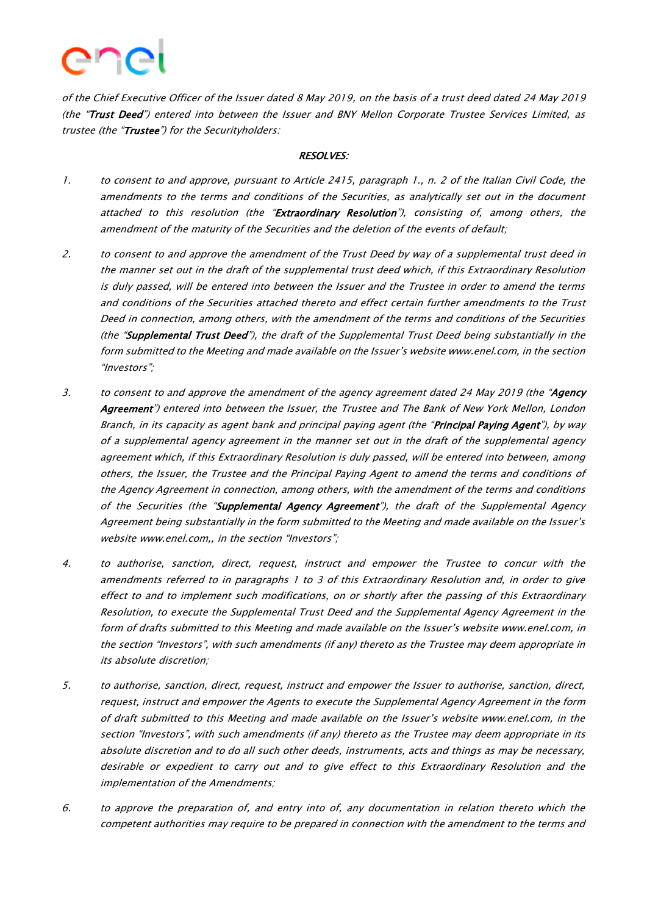*of the Chief Executive Officer of the Issuer dated 8 May 2019, on the basis of a trust deed dated 24 May 2019 (the "**Trust Deed**") entered into between the Issuer and BNY Mellon Corporate Trustee Services Limited, as trustee (the "**Trustee**") for the Securityholders:*

***RESOLVES:***

1. *to consent to and approve, pursuant to Article 2415, paragraph 1., n. 2 of the Italian Civil Code, the amendments to the terms and conditions of the Securities, as analytically set out in the document attached to this resolution (the "**Extraordinary Resolution**"), consisting of, among others, the amendment of the maturity of the Securities and the deletion of the events of default;*

2. *to consent to and approve the amendment of the Trust Deed by way of a supplemental trust deed in the manner set out in the draft of the supplemental trust deed which, if this Extraordinary Resolution is duly passed, will be entered into between the Issuer and the Trustee in order to amend the terms and conditions of the Securities attached thereto and effect certain further amendments to the Trust Deed in connection, among others, with the amendment of the terms and conditions of the Securities (the "**Supplemental Trust Deed**"), the draft of the Supplemental Trust Deed being substantially in the form submitted to the Meeting and made available on the Issuer's website www.enel.com, in the section "Investors";*

3. *to consent to and approve the amendment of the agency agreement dated 24 May 2019 (the "**Agency Agreement**") entered into between the Issuer, the Trustee and The Bank of New York Mellon, London Branch, in its capacity as agent bank and principal paying agent (the "**Principal Paying Agent**"), by way of a supplemental agency agreement in the manner set out in the draft of the supplemental agency agreement which, if this Extraordinary Resolution is duly passed, will be entered into between, among others, the Issuer, the Trustee and the Principal Paying Agent to amend the terms and conditions of the Agency Agreement in connection, among others, with the amendment of the terms and conditions of the Securities (the "**Supplemental Agency Agreement**"), the draft of the Supplemental Agency Agreement being substantially in the form submitted to the Meeting and made available on the Issuer's website www.enel.com,, in the section "Investors";*

4. *to authorise, sanction, direct, request, instruct and empower the Trustee to concur with the amendments referred to in paragraphs 1 to 3 of this Extraordinary Resolution and, in order to give effect to and to implement such modifications, on or shortly after the passing of this Extraordinary Resolution, to execute the Supplemental Trust Deed and the Supplemental Agency Agreement in the form of drafts submitted to this Meeting and made available on the Issuer's website www.enel.com, in the section "Investors", with such amendments (if any) thereto as the Trustee may deem appropriate in its absolute discretion;*

5. *to authorise, sanction, direct, request, instruct and empower the Issuer to authorise, sanction, direct, request, instruct and empower the Agents to execute the Supplemental Agency Agreement in the form of draft submitted to this Meeting and made available on the Issuer's website www.enel.com, in the section "Investors", with such amendments (if any) thereto as the Trustee may deem appropriate in its absolute discretion and to do all such other deeds, instruments, acts and things as may be necessary, desirable or expedient to carry out and to give effect to this Extraordinary Resolution and the implementation of the Amendments;*

6. *to approve the preparation of, and entry into of, any documentation in relation thereto which the competent authorities may require to be prepared in connection with the amendment to the terms and*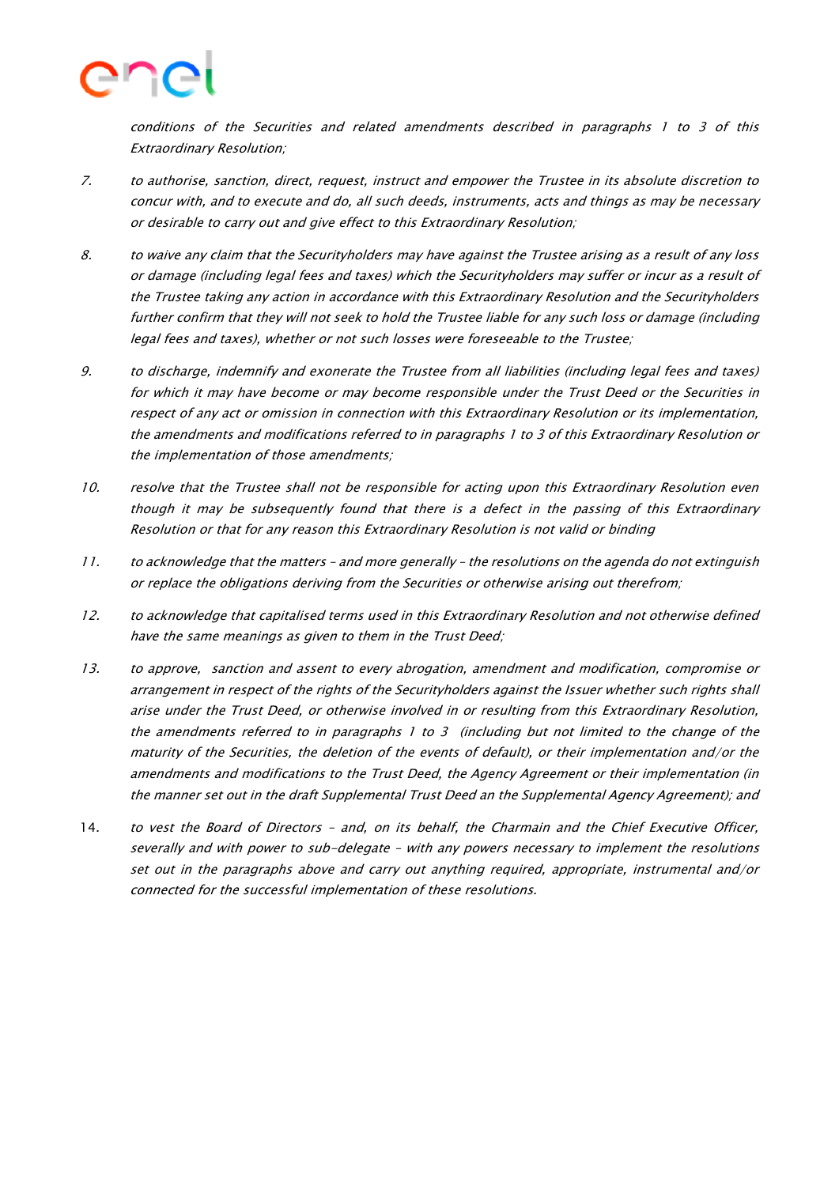*conditions of the Securities and related amendments described in paragraphs 1 to 3 of this Extraordinary Resolution;*

7. *to authorise, sanction, direct, request, instruct and empower the Trustee in its absolute discretion to concur with, and to execute and do, all such deeds, instruments, acts and things as may be necessary or desirable to carry out and give effect to this Extraordinary Resolution;*

8. *to waive any claim that the Securityholders may have against the Trustee arising as a result of any loss or damage (including legal fees and taxes) which the Securityholders may suffer or incur as a result of the Trustee taking any action in accordance with this Extraordinary Resolution and the Securityholders further confirm that they will not seek to hold the Trustee liable for any such loss or damage (including legal fees and taxes), whether or not such losses were foreseeable to the Trustee;*

9. *to discharge, indemnify and exonerate the Trustee from all liabilities (including legal fees and taxes) for which it may have become or may become responsible under the Trust Deed or the Securities in respect of any act or omission in connection with this Extraordinary Resolution or its implementation, the amendments and modifications referred to in paragraphs 1 to 3 of this Extraordinary Resolution or the implementation of those amendments;*

10. *resolve that the Trustee shall not be responsible for acting upon this Extraordinary Resolution even though it may be subsequently found that there is a defect in the passing of this Extraordinary Resolution or that for any reason this Extraordinary Resolution is not valid or binding*

11. *to acknowledge that the matters – and more generally – the resolutions on the agenda do not extinguish or replace the obligations deriving from the Securities or otherwise arising out therefrom;*

12. *to acknowledge that capitalised terms used in this Extraordinary Resolution and not otherwise defined have the same meanings as given to them in the Trust Deed;*

13. *to approve, sanction and assent to every abrogation, amendment and modification, compromise or arrangement in respect of the rights of the Securityholders against the Issuer whether such rights shall arise under the Trust Deed, or otherwise involved in or resulting from this Extraordinary Resolution, the amendments referred to in paragraphs 1 to 3 (including but not limited to the change of the maturity of the Securities, the deletion of the events of default), or their implementation and/or the amendments and modifications to the Trust Deed, the Agency Agreement or their implementation (in the manner set out in the draft Supplemental Trust Deed an the Supplemental Agency Agreement); and*

14. *to vest the Board of Directors – and, on its behalf, the Charmain and the Chief Executive Officer, severally and with power to sub-delegate – with any powers necessary to implement the resolutions set out in the paragraphs above and carry out anything required, appropriate, instrumental and/or connected for the successful implementation of these resolutions.*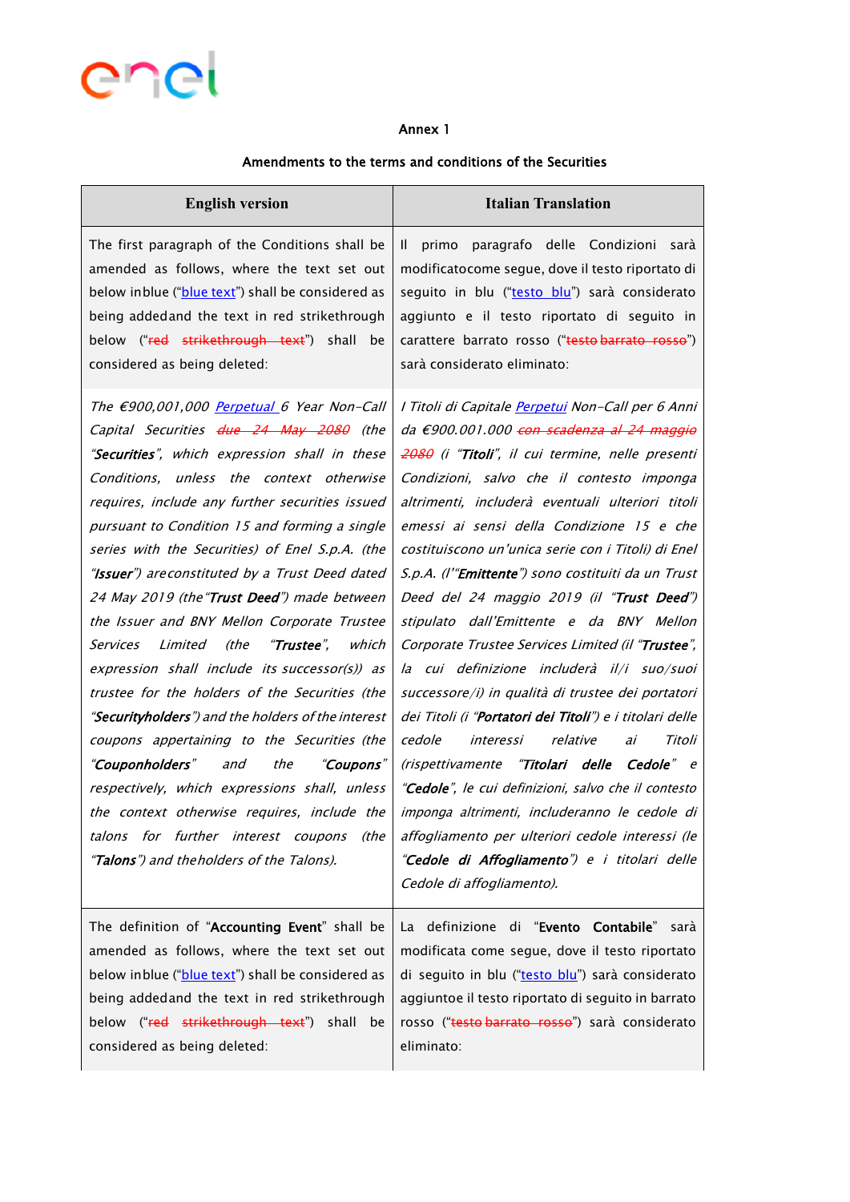Annex 1

Amendments to the terms and conditions of the Securities

| English version | Italian Translation |
|---|---|
| The first paragraph of the Conditions shall be amended as follows, where the text set out below in blue ("blue text") shall be considered as being added and the text in red strikethrough below ("~~red strikethrough text~~") shall be considered as being deleted: | Il primo paragrafo delle Condizioni sarà modificato come segue, dove il testo riportato di seguito in blu ("testo blu") sarà considerato aggiunto e il testo riportato di seguito in carattere barrato rosso ("~~testo barrato rosso~~") sarà considerato eliminato: |
| *The €900,001,000 Perpetual 6 Year Non-Call Capital Securities ~~due 24 May 2080~~ (the "**Securities**", which expression shall in these Conditions, unless the context otherwise requires, include any further securities issued pursuant to Condition 15 and forming a single series with the Securities) of Enel S.p.A. (the "**Issuer**") are constituted by a Trust Deed dated 24 May 2019 (the "**Trust Deed**") made between the Issuer and BNY Mellon Corporate Trustee Services Limited (the "**Trustee**", which expression shall include its successor(s)) as trustee for the holders of the Securities (the "**Securityholders**") and the holders of the interest coupons appertaining to the Securities (the "**Couponholders**" and the "**Coupons**" respectively, which expressions shall, unless the context otherwise requires, include the talons for further interest coupons (the "**Talons**") and the holders of the Talons).* | *I Titoli di Capitale Perpetui Non-Call per 6 Anni da €900.001.000 ~~con scadenza al 24 maggio 2080~~ (i "**Titoli**", il cui termine, nelle presenti Condizioni, salvo che il contesto imponga altrimenti, includerà eventuali ulteriori titoli emessi ai sensi della Condizione 15 e che costituiscono un'unica serie con i Titoli) di Enel S.p.A. (l'"**Emittente**") sono costituiti da un Trust Deed del 24 maggio 2019 (il "**Trust Deed**") stipulato dall'Emittente e da BNY Mellon Corporate Trustee Services Limited (il "**Trustee**", la cui definizione includerà il/i suo/suoi successore/i) in qualità di trustee dei portatori dei Titoli (i "**Portatori dei Titoli**") e i titolari delle cedole interessi relative ai Titoli (rispettivamente "**Titolari delle Cedole**" e "**Cedole**", le cui definizioni, salvo che il contesto imponga altrimenti, includeranno le cedole di affogliamento per ulteriori cedole interessi (le "**Cedole di Affogliamento**") e i titolari delle Cedole di affogliamento).* |
| The definition of "**Accounting Event**" shall be amended as follows, where the text set out below in blue ("blue text") shall be considered as being added and the text in red strikethrough below ("~~red strikethrough text~~") shall be considered as being deleted: | La definizione di "**Evento Contabile**" sarà modificata come segue, dove il testo riportato di seguito in blu ("testo blu") sarà considerato aggiunto e il testo riportato di seguito in barrato rosso ("~~testo barrato rosso~~") sarà considerato eliminato: |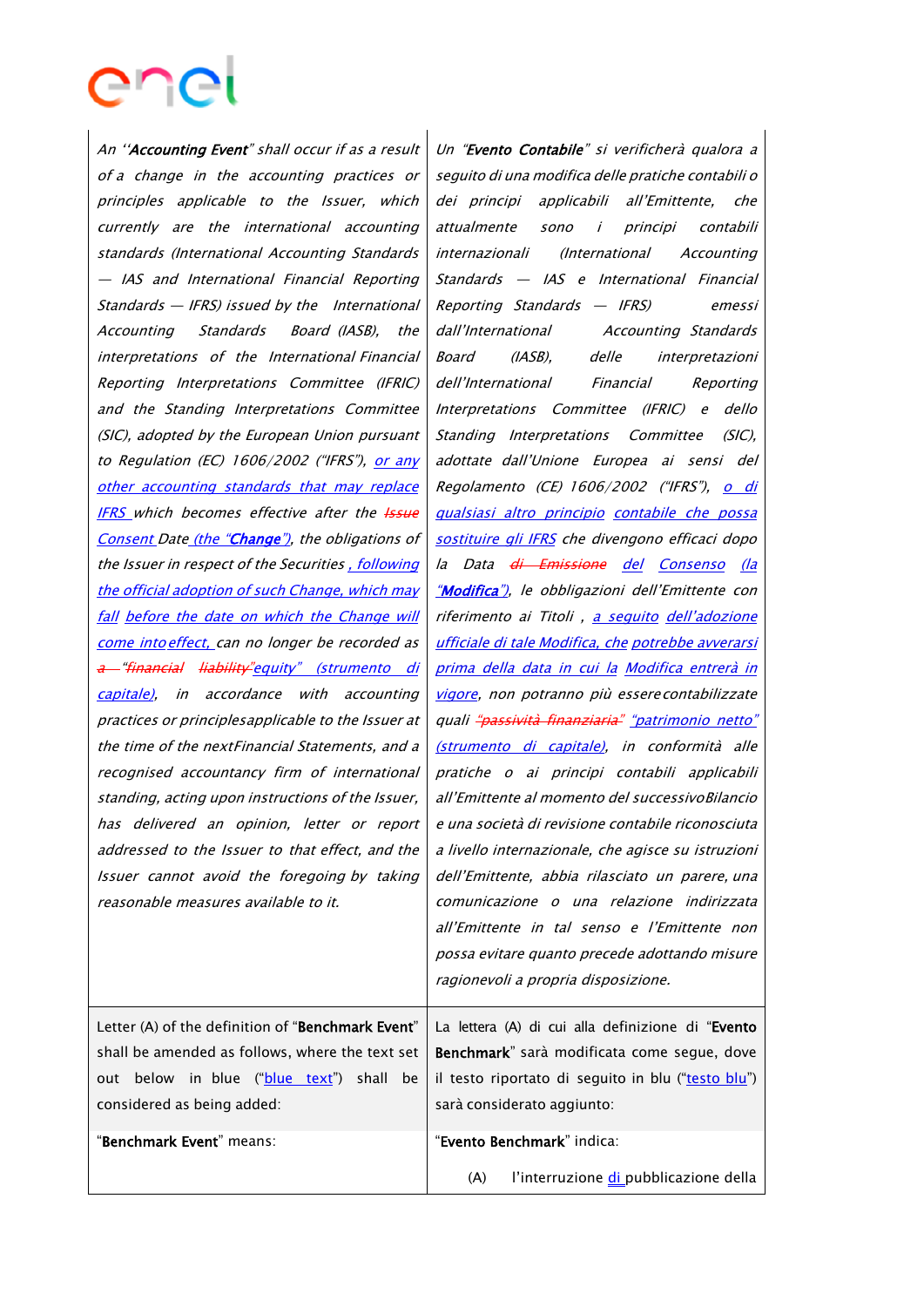| | |
|---|---|
| An "**Accounting Event**" shall occur if as a result of a change in the accounting practices or principles applicable to the Issuer, which currently are the international accounting standards (International Accounting Standards — IAS and International Financial Reporting Standards — IFRS) issued by the International Accounting Standards Board (IASB), the interpretations of the International Financial Reporting Interpretations Committee (IFRIC) and the Standing Interpretations Committee (SIC), adopted by the European Union pursuant to Regulation (EC) 1606/2002 ("IFRS"), or any other accounting standards that may replace IFRS which becomes effective after the ~~Issue~~ Consent Date (the "**Change**"), the obligations of the Issuer in respect of the Securities , following the official adoption of such Change, which may fall before the date on which the Change will come into effect, can no longer be recorded as ~~a~~ "~~financial liability~~"equity" (strumento di capitale), in accordance with accounting practices or principles applicable to the Issuer at the time of the next Financial Statements, and a recognised accountancy firm of international standing, acting upon instructions of the Issuer, has delivered an opinion, letter or report addressed to the Issuer to that effect, and the Issuer cannot avoid the foregoing by taking reasonable measures available to it. | Un "**Evento Contabile**" si verificherà qualora a seguito di una modifica delle pratiche contabili o dei principi applicabili all'Emittente, che attualmente sono i principi contabili internazionali (International Accounting Standards — IAS e International Financial Reporting Standards — IFRS) emessi dall'International Accounting Standards Board (IASB), delle interpretazioni dell'International Financial Reporting Interpretations Committee (IFRIC) e dello Standing Interpretations Committee (SIC), adottate dall'Unione Europea ai sensi del Regolamento (CE) 1606/2002 ("IFRS"), o di qualsiasi altro principio contabile che possa sostituire gli IFRS che divengono efficaci dopo la Data ~~di Emissione~~ del Consenso (la "**Modifica**"), le obbligazioni dell'Emittente con riferimento ai Titoli , a seguito dell'adozione ufficiale di tale Modifica, che potrebbe avverarsi prima della data in cui la Modifica entrerà in vigore, non potranno più essere contabilizzate quali ~~"passività finanziaria"~~ "patrimonio netto" (strumento di capitale), in conformità alle pratiche o ai principi contabili applicabili all'Emittente al momento del successivo Bilancio e una società di revisione contabile riconosciuta a livello internazionale, che agisce su istruzioni dell'Emittente, abbia rilasciato un parere, una comunicazione o una relazione indirizzata all'Emittente in tal senso e l'Emittente non possa evitare quanto precede adottando misure ragionevoli a propria disposizione. |
| Letter (A) of the definition of "**Benchmark Event**" shall be amended as follows, where the text set out below in blue ("blue text") shall be considered as being added: | La lettera (A) di cui alla definizione di "**Evento Benchmark**" sarà modificata come segue, dove il testo riportato di seguito in blu ("testo blu") sarà considerato aggiunto: |
| "**Benchmark Event**" means: | "**Evento Benchmark**" indica:<br><br>(A) l'interruzione di pubblicazione della |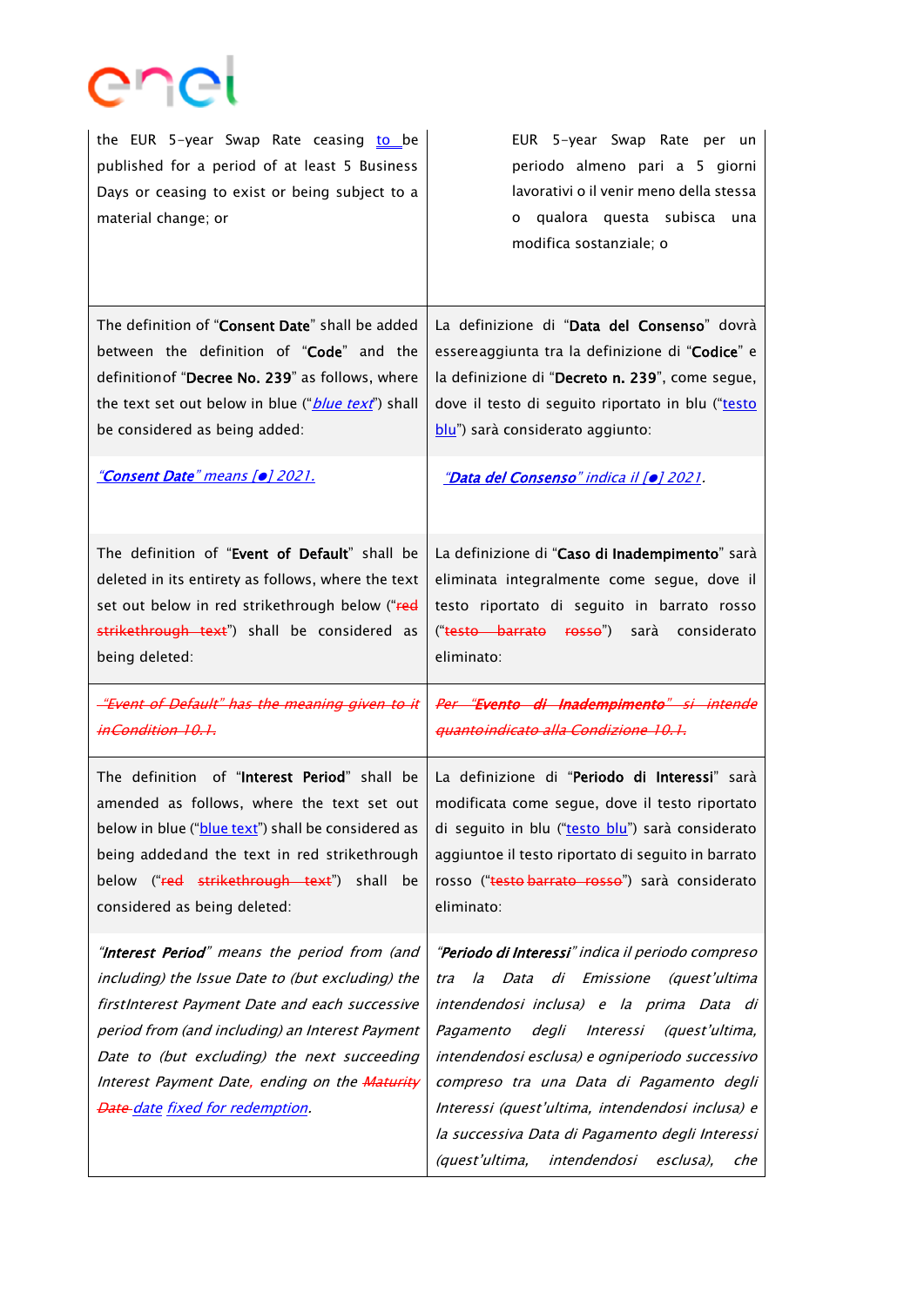| | |
|---|---|
| the EUR 5-year Swap Rate ceasing to be published for a period of at least 5 Business Days or ceasing to exist or being subject to a material change; or | EUR 5-year Swap Rate per un periodo almeno pari a 5 giorni lavorativi o il venir meno della stessa o qualora questa subisca una modifica sostanziale; o |
| The definition of "**Consent Date**" shall be added between the definition of "**Code**" and the definition of "**Decree No. 239**" as follows, where the text set out below in blue ("*blue text*") shall be considered as being added: | La definizione di "**Data del Consenso**" dovrà essere aggiunta tra la definizione di "**Codice**" e la definizione di "**Decreto n. 239**", come segue, dove il testo di seguito riportato in blu ("testo blu") sarà considerato aggiunto: |
| *"**Consent Date**" means [●] 2021.* | *"**Data del Consenso**" indica il [●] 2021.* |
| The definition of "**Event of Default**" shall be deleted in its entirety as follows, where the text set out below in red strikethrough below ("~~red strikethrough text~~") shall be considered as being deleted: | La definizione di "**Caso di Inadempimento**" sarà eliminata integralmente come segue, dove il testo riportato di seguito in barrato rosso ("~~testo barrato rosso~~") sarà considerato eliminato: |
| ~~*"Event of Default" has the meaning given to it in Condition 10.1.*~~ | ~~*Per "**Evento di Inadempimento**" si intende quanto indicato alla Condizione 10.1.*~~ |
| The definition of "**Interest Period**" shall be amended as follows, where the text set out below in blue ("blue text") shall be considered as being added and the text in red strikethrough below ("~~red strikethrough text~~") shall be considered as being deleted: | La definizione di "**Periodo di Interessi**" sarà modificata come segue, dove il testo riportato di seguito in blu ("testo blu") sarà considerato aggiunto e il testo riportato di seguito in barrato rosso ("~~testo barrato rosso~~") sarà considerato eliminato: |
| *"**Interest Period**" means the period from (and including) the Issue Date to (but excluding) the first Interest Payment Date and each successive period from (and including) an Interest Payment Date to (but excluding) the next succeeding Interest Payment Date, ending on the ~~Maturity Date~~ date fixed for redemption.* | *"**Periodo di Interessi**" indica il periodo compreso tra la Data di Emissione (quest'ultima intendendosi inclusa) e la prima Data di Pagamento degli Interessi (quest'ultima, intendendosi esclusa) e ogni periodo successivo compreso tra una Data di Pagamento degli Interessi (quest'ultima, intendendosi inclusa) e la successiva Data di Pagamento degli Interessi (quest'ultima, intendendosi esclusa), che* |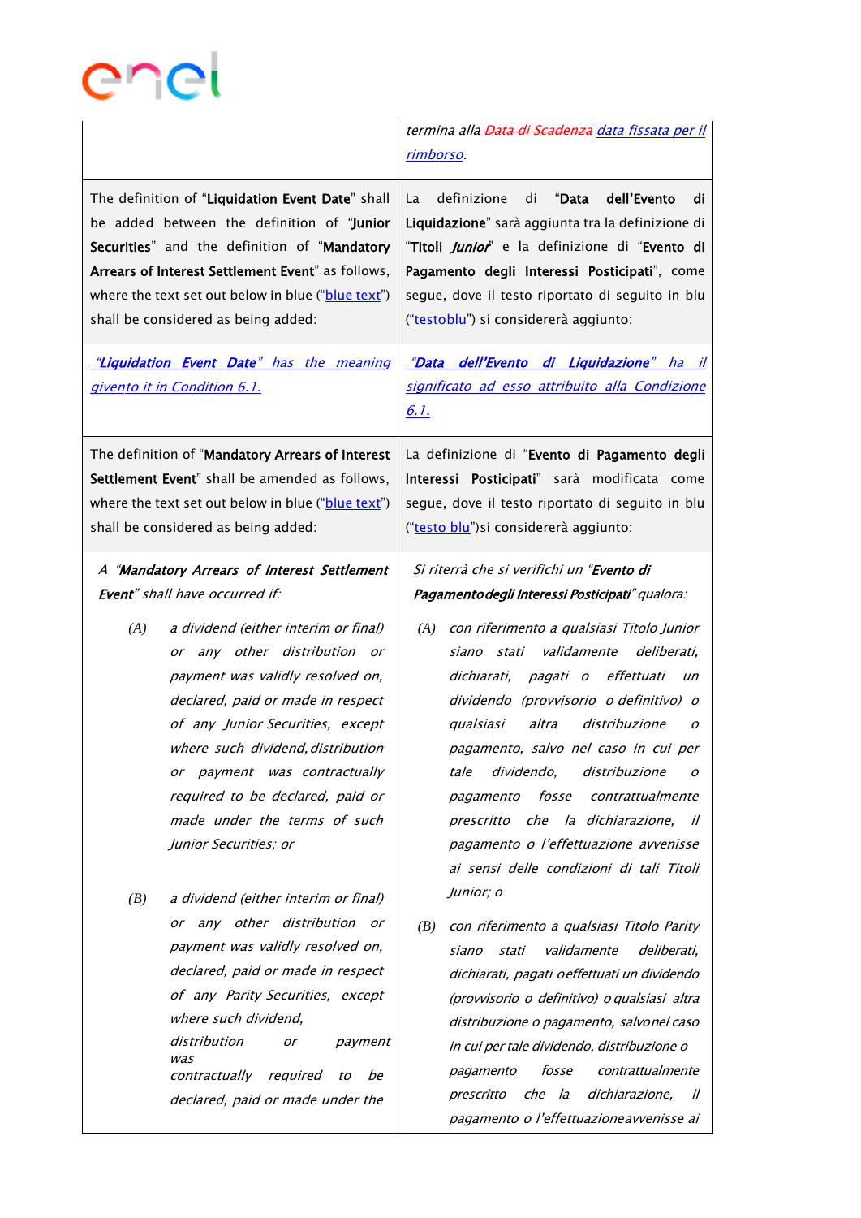| | |
|---|---|
| | *termina alla ~~Data di Scadenza~~ data fissata per il rimborso.* |
| The definition of "**Liquidation Event Date**" shall be added between the definition of "**Junior Securities**" and the definition of "**Mandatory Arrears of Interest Settlement Event**" as follows, where the text set out below in blue ("blue text") shall be considered as being added: | La definizione di "**Data dell'Evento di Liquidazione**" sarà aggiunta tra la definizione di "**Titoli *Junior***" e la definizione di "**Evento di Pagamento degli Interessi Posticipati**", come segue, dove il testo riportato di seguito in blu ("testoblu") si considererà aggiunto: |
| *"**Liquidation Event Date**" has the meaning givento it in Condition 6.1.* | *"**Data dell'Evento di Liquidazione**" ha il significato ad esso attribuito alla Condizione 6.1.* |
| The definition of "**Mandatory Arrears of Interest Settlement Event**" shall be amended as follows, where the text set out below in blue ("blue text") shall be considered as being added: | La definizione di "**Evento di Pagamento degli Interessi Posticipati**" sarà modificata come segue, dove il testo riportato di seguito in blu ("testo blu")si considererà aggiunto: |
| *A "**Mandatory Arrears of Interest Settlement Event**" shall have occurred if:*<br><br>*(A) a dividend (either interim or final) or any other distribution or payment was validly resolved on, declared, paid or made in respect of any Junior Securities, except where such dividend, distribution or payment was contractually required to be declared, paid or made under the terms of such Junior Securities; or*<br><br>*(B) a dividend (either interim or final) or any other distribution or payment was validly resolved on, declared, paid or made in respect of any Parity Securities, except where such dividend, distribution or payment was contractually required to be declared, paid or made under the* | *Si riterrà che si verifichi un "**Evento di Pagamentodegli Interessi Posticipati**" qualora:*<br><br>*(A) con riferimento a qualsiasi Titolo Junior siano stati validamente deliberati, dichiarati, pagati o effettuati un dividendo (provvisorio o definitivo) o qualsiasi altra distribuzione o pagamento, salvo nel caso in cui per tale dividendo, distribuzione o pagamento fosse contrattualmente prescritto che la dichiarazione, il pagamento o l'effettuazione avvenisse ai sensi delle condizioni di tali Titoli Junior; o*<br><br>*(B) con riferimento a qualsiasi Titolo Parity siano stati validamente deliberati, dichiarati, pagati oeffettuati un dividendo (provvisorio o definitivo) o qualsiasi altra distribuzione o pagamento, salvonel caso in cui per tale dividendo, distribuzione o pagamento fosse contrattualmente prescritto che la dichiarazione, il pagamento o l'effettuazioneavvenisse ai* |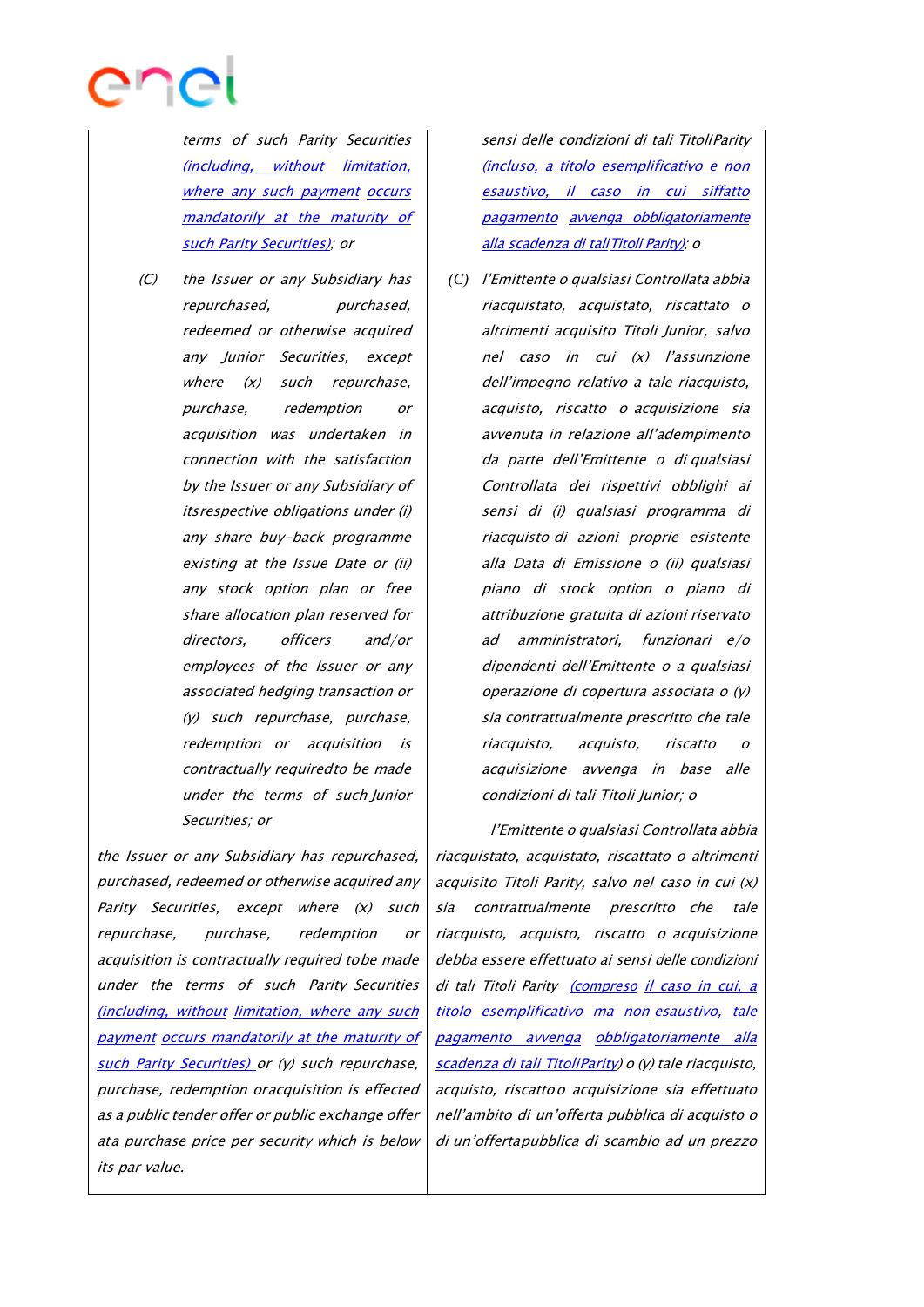| | |
|---|---|
| *terms of such Parity Securities (including, without limitation, where any such payment occurs mandatorily at the maturity of such Parity Securities); or* | *sensi delle condizioni di tali Titoli Parity (incluso, a titolo esemplificativo e non esaustivo, il caso in cui siffatto pagamento avvenga obbligatoriamente alla scadenza di tali Titoli Parity); o* |
| *(C) the Issuer or any Subsidiary has repurchased, purchased, redeemed or otherwise acquired any Junior Securities, except where (x) such repurchase, purchase, redemption or acquisition was undertaken in connection with the satisfaction by the Issuer or any Subsidiary of its respective obligations under (i) any share buy-back programme existing at the Issue Date or (ii) any stock option plan or free share allocation plan reserved for directors, officers and/or employees of the Issuer or any associated hedging transaction or (y) such repurchase, purchase, redemption or acquisition is contractually required to be made under the terms of such Junior Securities; or* | *(C) l'Emittente o qualsiasi Controllata abbia riacquistato, acquistato, riscattato o altrimenti acquisito Titoli Junior, salvo nel caso in cui (x) l'assunzione dell'impegno relativo a tale riacquisto, acquisto, riscatto o acquisizione sia avvenuta in relazione all'adempimento da parte dell'Emittente o di qualsiasi Controllata dei rispettivi obblighi ai sensi di (i) qualsiasi programma di riacquisto di azioni proprie esistente alla Data di Emissione o (ii) qualsiasi piano di stock option o piano di attribuzione gratuita di azioni riservato ad amministratori, funzionari e/o dipendenti dell'Emittente o a qualsiasi operazione di copertura associata o (y) sia contrattualmente prescritto che tale riacquisto, acquisto, riscatto o acquisizione avvenga in base alle condizioni di tali Titoli Junior; o* |
| *the Issuer or any Subsidiary has repurchased, purchased, redeemed or otherwise acquired any Parity Securities, except where (x) such repurchase, purchase, redemption or acquisition is contractually required to be made under the terms of such Parity Securities (including, without limitation, where any such payment occurs mandatorily at the maturity of such Parity Securities) or (y) such repurchase, purchase, redemption or acquisition is effected as a public tender offer or public exchange offer at a purchase price per security which is below its par value.* | *l'Emittente o qualsiasi Controllata abbia riacquistato, acquistato, riscattato o altrimenti acquisito Titoli Parity, salvo nel caso in cui (x) sia contrattualmente prescritto che tale riacquisto, acquisto, riscatto o acquisizione debba essere effettuato ai sensi delle condizioni di tali Titoli Parity (compreso il caso in cui, a titolo esemplificativo ma non esaustivo, tale pagamento avvenga obbligatoriamente alla scadenza di tali Titoli Parity) o (y) tale riacquisto, acquisto, riscatto o acquisizione sia effettuato nell'ambito di un'offerta pubblica di acquisto o di un'offerta pubblica di scambio ad un prezzo* |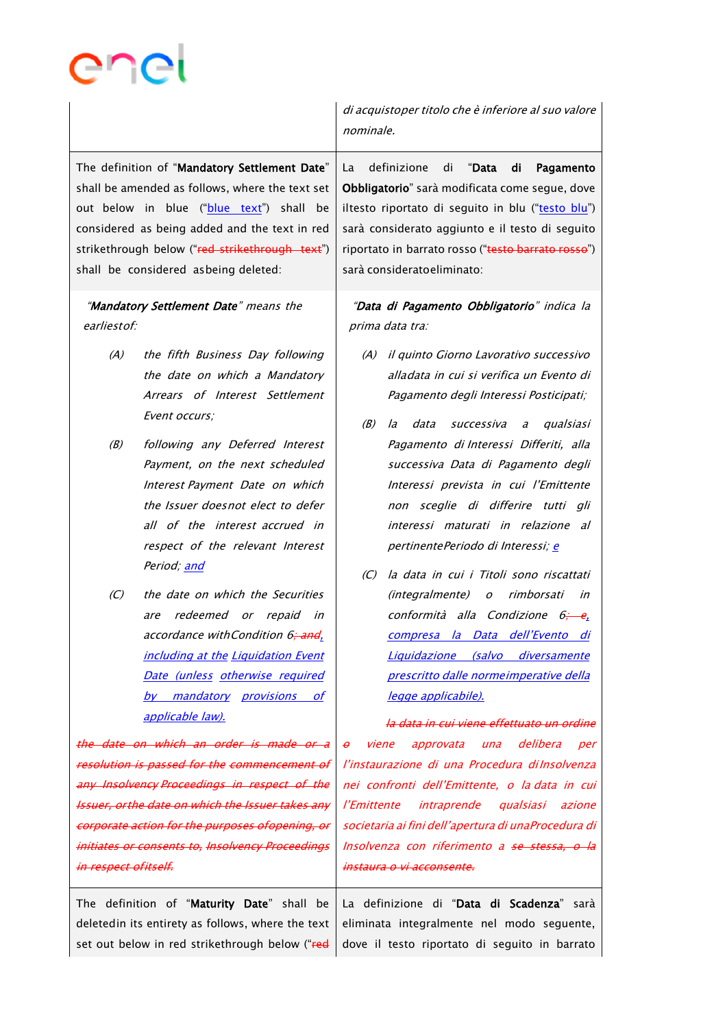| | |
|---|---|
| | *di acquistoper titolo che è inferiore al suo valore nominale.* |
| The definition of "**Mandatory Settlement Date**" shall be amended as follows, where the text set out below in blue ("blue text") shall be considered as being added and the text in red strikethrough below ("~~red strikethrough text~~") shall be considered asbeing deleted: | La definizione di "**Data di Pagamento Obbligatorio**" sarà modificata come segue, dove iltesto riportato di seguito in blu ("testo blu") sarà considerato aggiunto e il testo di seguito riportato in barrato rosso ("~~testo barrato rosso~~") sarà consideratoeliminato: |
| "***Mandatory Settlement Date***" *means the earliestof:*<br><br>*(A) the fifth Business Day following the date on which a Mandatory Arrears of Interest Settlement Event occurs;*<br><br>*(B) following any Deferred Interest Payment, on the next scheduled Interest Payment Date on which the Issuer doesnot elect to defer all of the interest accrued in respect of the relevant Interest Period; and*<br><br>*(C) the date on which the Securities are redeemed or repaid in accordance withCondition 6~~; and~~, including at the Liquidation Event Date (unless otherwise required by mandatory provisions of applicable law).*<br><br>*~~the date on which an order is made or a resolution is passed for the commencement of any Insolvency Proceedings in respect of the Issuer, orthe date on which the Issuer takes any corporate action for the purposes ofopening, or initiates or consents to, Insolvency Proceedings in respect ofitself.~~* | "***Data di Pagamento Obbligatorio***" *indica la prima data tra:*<br><br>*(A) il quinto Giorno Lavorativo successivo alladata in cui si verifica un Evento di Pagamento degli Interessi Posticipati;*<br><br>*(B) la data successiva a qualsiasi Pagamento di Interessi Differiti, alla successiva Data di Pagamento degli Interessi prevista in cui l'Emittente non sceglie di differire tutti gli interessi maturati in relazione al pertinentePeriodo di Interessi; e*<br><br>*(C) la data in cui i Titoli sono riscattati (integralmente) o rimborsati in conformità alla Condizione 6~~; e~~, compresa la Data dell'Evento di Liquidazione (salvo diversamente prescritto dalle normeimperative della legge applicabile).*<br><br>*~~la data in cui viene effettuato un ordine o~~ viene approvata una delibera per l'instaurazione di una Procedura diInsolvenza nei confronti dell'Emittente, o la data in cui l'Emittente intraprende qualsiasi azione societaria ai fini dell'apertura di unaProcedura di Insolvenza con riferimento a ~~se stessa, o la instaura o vi acconsente.~~* |
| The definition of "**Maturity Date**" shall be deletedin its entirety as follows, where the text set out below in red strikethrough below ("~~red~~ | La definizione di "**Data di Scadenza**" sarà eliminata integralmente nel modo seguente, dove il testo riportato di seguito in barrato |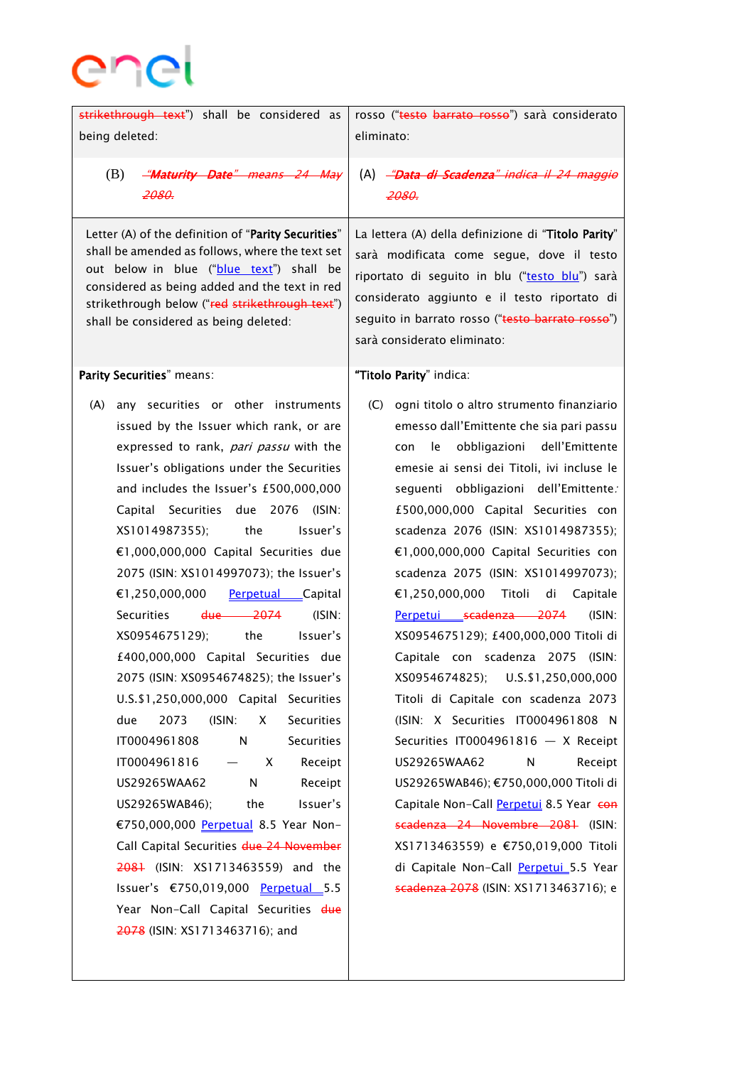| | |
|---|---|
| ~~strikethrough text~~") shall be considered as being deleted: | rosso ("~~testo barrato rosso~~") sarà considerato eliminato: |
| (B) ~~*"**Maturity Date**" means 24 May 2080.*~~ | (A) ~~*"**Data di Scadenza**" indica il 24 maggio 2080.*~~ |
| Letter (A) of the definition of "**Parity Securities**" shall be amended as follows, where the text set out below in blue ("blue text") shall be considered as being added and the text in red strikethrough below ("~~red strikethrough text~~") shall be considered as being deleted: | La lettera (A) della definizione di "**Titolo Parity**" sarà modificata come segue, dove il testo riportato di seguito in blu ("testo blu") sarà considerato aggiunto e il testo riportato di seguito in barrato rosso ("~~testo barrato rosso~~") sarà considerato eliminato: |
| **Parity Securities**" means:<br><br>(A) any securities or other instruments issued by the Issuer which rank, or are expressed to rank, *pari passu* with the Issuer's obligations under the Securities and includes the Issuer's £500,000,000 Capital Securities due 2076 (ISIN: XS1014987355); the Issuer's €1,000,000,000 Capital Securities due 2075 (ISIN: XS1014997073); the Issuer's €1,250,000,000 Perpetual Capital Securities ~~due 2074~~ (ISIN: XS0954675129); the Issuer's £400,000,000 Capital Securities due 2075 (ISIN: XS0954674825); the Issuer's U.S.$1,250,000,000 Capital Securities due 2073 (ISIN: X Securities IT0004961808 N Securities IT0004961816 — X Receipt US29265WAA62 N Receipt US29265WAB46); the Issuer's €750,000,000 Perpetual 8.5 Year Non-Call Capital Securities ~~due 24 November 2081~~ (ISIN: XS1713463559) and the Issuer's €750,019,000 Perpetual 5.5 Year Non-Call Capital Securities ~~due 2078~~ (ISIN: XS1713463716); and | "**Titolo Parity**" indica:<br><br>(C) ogni titolo o altro strumento finanziario emesso dall'Emittente che sia pari passu con le obbligazioni dell'Emittente emesie ai sensi dei Titoli, ivi incluse le seguenti obbligazioni dell'Emittente: £500,000,000 Capital Securities con scadenza 2076 (ISIN: XS1014987355); €1,000,000,000 Capital Securities con scadenza 2075 (ISIN: XS1014997073); €1,250,000,000 Titoli di Capitale Perpetui ~~scadenza 2074~~ (ISIN: XS0954675129); £400,000,000 Titoli di Capitale con scadenza 2075 (ISIN: XS0954674825); U.S.$1,250,000,000 Titoli di Capitale con scadenza 2073 (ISIN: X Securities IT0004961808 N Securities IT0004961816 — X Receipt US29265WAA62 N Receipt US29265WAB46); €750,000,000 Titoli di Capitale Non-Call Perpetui 8.5 Year ~~con scadenza 24 Novembre 2081~~ (ISIN: XS1713463559) e €750,019,000 Titoli di Capitale Non-Call Perpetui 5.5 Year ~~scadenza 2078~~ (ISIN: XS1713463716); e |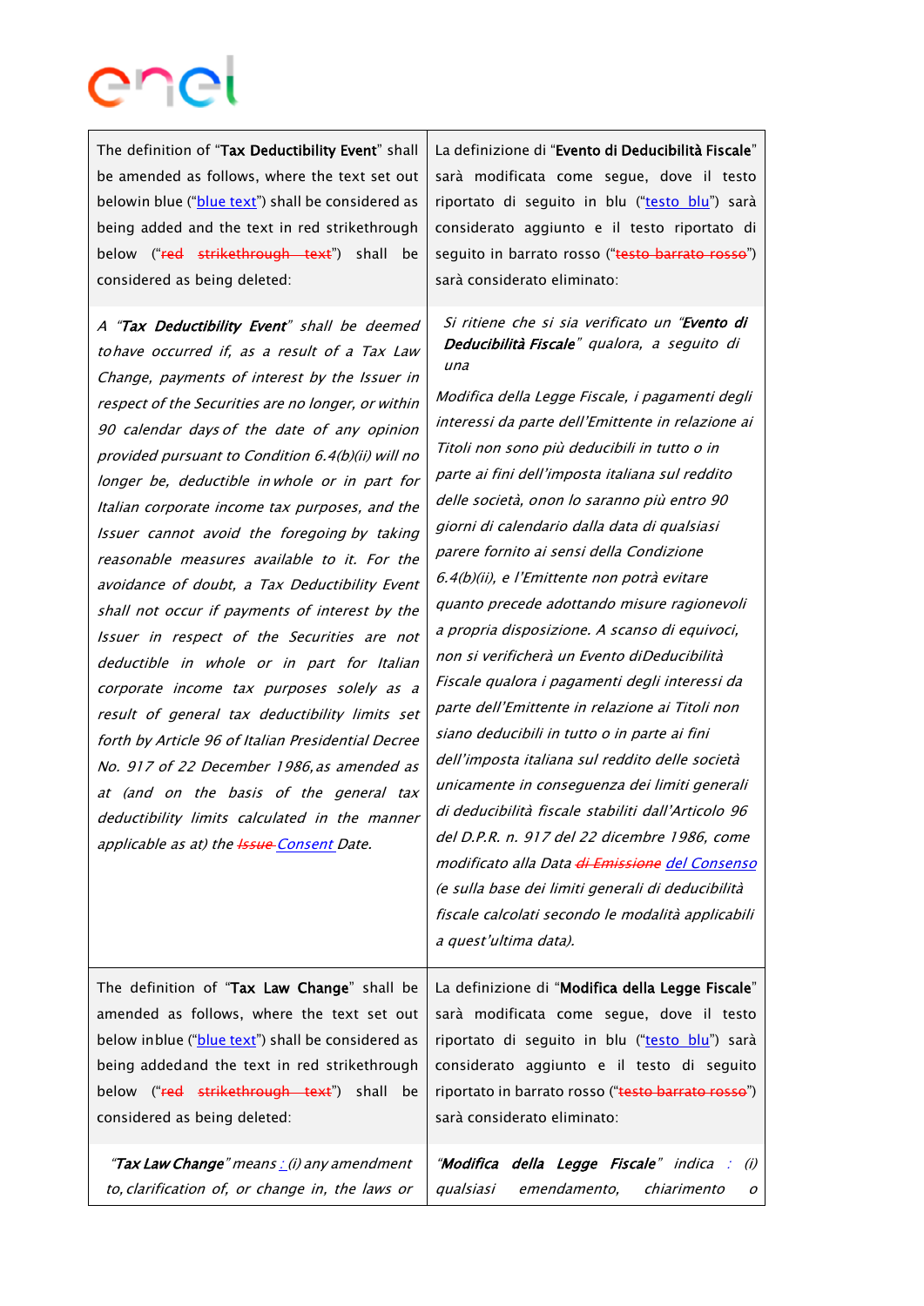| | |
|---|---|
| The definition of "**Tax Deductibility Event**" shall be amended as follows, where the text set out belowin blue ("blue text") shall be considered as being added and the text in red strikethrough below ("~~red strikethrough text~~") shall be considered as being deleted: | La definizione di "**Evento di Deducibilità Fiscale**" sarà modificata come segue, dove il testo riportato di seguito in blu ("testo blu") sarà considerato aggiunto e il testo riportato di seguito in barrato rosso ("~~testo barrato rosso~~") sarà considerato eliminato: |
| *A "**Tax Deductibility Event**" shall be deemed tohave occurred if, as a result of a Tax Law Change, payments of interest by the Issuer in respect of the Securities are no longer, or within 90 calendar days of the date of any opinion provided pursuant to Condition 6.4(b)(ii) will no longer be, deductible in whole or in part for Italian corporate income tax purposes, and the Issuer cannot avoid the foregoing by taking reasonable measures available to it. For the avoidance of doubt, a Tax Deductibility Event shall not occur if payments of interest by the Issuer in respect of the Securities are not deductible in whole or in part for Italian corporate income tax purposes solely as a result of general tax deductibility limits set forth by Article 96 of Italian Presidential Decree No. 917 of 22 December 1986, as amended as at (and on the basis of the general tax deductibility limits calculated in the manner applicable as at) the ~~Issue~~ Consent Date.* | *Si ritiene che si sia verificato un "**Evento di Deducibilità Fiscale**" qualora, a seguito di una Modifica della Legge Fiscale, i pagamenti degli interessi da parte dell'Emittente in relazione ai Titoli non sono più deducibili in tutto o in parte ai fini dell'imposta italiana sul reddito delle società, onon lo saranno più entro 90 giorni di calendario dalla data di qualsiasi parere fornito ai sensi della Condizione 6.4(b)(ii), e l'Emittente non potrà evitare quanto precede adottando misure ragionevoli a propria disposizione. A scanso di equivoci, non si verificherà un Evento diDeducibilità Fiscale qualora i pagamenti degli interessi da parte dell'Emittente in relazione ai Titoli non siano deducibili in tutto o in parte ai fini dell'imposta italiana sul reddito delle società unicamente in conseguenza dei limiti generali di deducibilità fiscale stabiliti dall'Articolo 96 del D.P.R. n. 917 del 22 dicembre 1986, come modificato alla Data ~~di Emissione~~ del Consenso (e sulla base dei limiti generali di deducibilità fiscale calcolati secondo le modalità applicabili a quest'ultima data).* |
| The definition of "**Tax Law Change**" shall be amended as follows, where the text set out below inblue ("blue text") shall be considered as being addedand the text in red strikethrough below ("~~red strikethrough text~~") shall be considered as being deleted: | La definizione di "**Modifica della Legge Fiscale**" sarà modificata come segue, dove il testo riportato di seguito in blu ("testo blu") sarà considerato aggiunto e il testo di seguito riportato in barrato rosso ("~~testo barrato rosso~~") sarà considerato eliminato: |
| *"**Tax Law Change**" means : (i) any amendment to, clarification of, or change in, the laws or* | *"**Modifica della Legge Fiscale**" indica : (i) qualsiasi emendamento, chiarimento o* |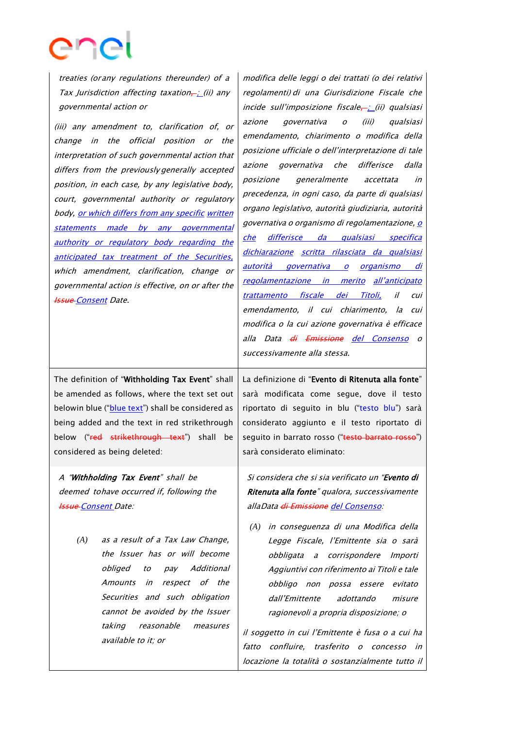| | |
|---|---|
| *treaties (or any regulations thereunder) of a Tax Jurisdiction affecting taxation~~,~~ ; (ii) any governmental action or*<br><br>*(iii) any amendment to, clarification of, or change in the official position or the interpretation of such governmental action that differs from the previously generally accepted position, in each case, by any legislative body, court, governmental authority or regulatory body, or which differs from any specific written statements made by any governmental authority or regulatory body regarding the anticipated tax treatment of the Securities, which amendment, clarification, change or governmental action is effective, on or after the ~~Issue~~ Consent Date.* | *modifica delle leggi o dei trattati (o dei relativi regolamenti) di una Giurisdizione Fiscale che incide sull'imposizione fiscale~~,~~ ; (ii) qualsiasi azione governativa o (iii) qualsiasi emendamento, chiarimento o modifica della posizione ufficiale o dell'interpretazione di tale azione governativa che differisce dalla posizione generalmente accettata in precedenza, in ogni caso, da parte di qualsiasi organo legislativo, autorità giudiziaria, autorità governativa o organismo di regolamentazione, o che differisce da qualsiasi specifica dichiarazione scritta rilasciata da qualsiasi autorità governativa o organismo di regolamentazione in merito all'anticipato trattamento fiscale dei Titoli, il cui emendamento, il cui chiarimento, la cui modifica o la cui azione governativa è efficace alla Data ~~di Emissione~~ del Consenso o successivamente alla stessa.* |
| The definition of "**Withholding Tax Event**" shall be amended as follows, where the text set out below in blue ("blue text") shall be considered as being added and the text in red strikethrough below ("~~red strikethrough text~~") shall be considered as being deleted: | La definizione di "**Evento di Ritenuta alla fonte**" sarà modificata come segue, dove il testo riportato di seguito in blu ("testo blu") sarà considerato aggiunto e il testo riportato di seguito in barrato rosso ("~~testo barrato rosso~~") sarà considerato eliminato: |
| *A "**Withholding Tax Event**" shall be deemed to have occurred if, following the ~~Issue~~ Consent Date:*<br><br>*(A) as a result of a Tax Law Change, the Issuer has or will become obliged to pay Additional Amounts in respect of the Securities and such obligation cannot be avoided by the Issuer taking reasonable measures available to it; or* | *Si considera che si sia verificato un "**Evento di Ritenuta alla fonte**" qualora, successivamente alla Data ~~di Emissione~~ del Consenso:*<br><br>*(A) in conseguenza di una Modifica della Legge Fiscale, l'Emittente sia o sarà obbligata a corrispondere Importi Aggiuntivi con riferimento ai Titoli e tale obbligo non possa essere evitato dall'Emittente adottando misure ragionevoli a propria disposizione; o*<br><br>*il soggetto in cui l'Emittente è fusa o a cui ha fatto confluire, trasferito o concesso in locazione la totalità o sostanzialmente tutto il* |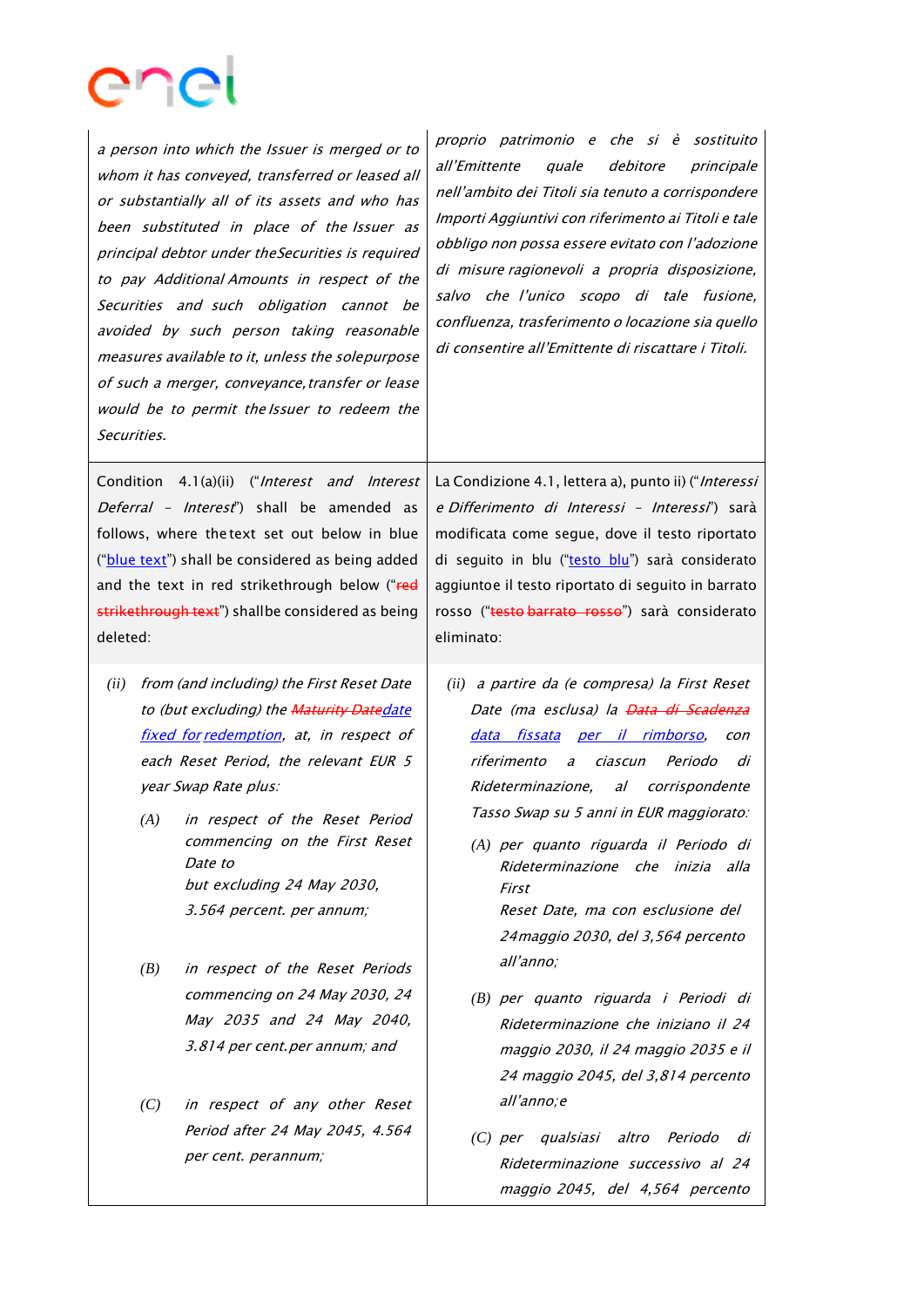| | |
|---|---|
| *a person into which the Issuer is merged or to whom it has conveyed, transferred or leased all or substantially all of its assets and who has been substituted in place of the Issuer as principal debtor under the Securities is required to pay Additional Amounts in respect of the Securities and such obligation cannot be avoided by such person taking reasonable measures available to it, unless the sole purpose of such a merger, conveyance, transfer or lease would be to permit the Issuer to redeem the Securities.* | *proprio patrimonio e che si è sostituito all'Emittente quale debitore principale nell'ambito dei Titoli sia tenuto a corrispondere Importi Aggiuntivi con riferimento ai Titoli e tale obbligo non possa essere evitato con l'adozione di misure ragionevoli a propria disposizione, salvo che l'unico scopo di tale fusione, confluenza, trasferimento o locazione sia quello di consentire all'Emittente di riscattare i Titoli.* |
| Condition 4.1(a)(ii) ("*Interest and Interest Deferral – Interest*") shall be amended as follows, where the text set out below in blue ("blue text") shall be considered as being added and the text in red strikethrough below ("~~red strikethrough text~~") shall be considered as being deleted: | La Condizione 4.1, lettera a), punto ii) ("*Interessi e Differimento di Interessi – Interessi*") sarà modificata come segue, dove il testo riportato di seguito in blu ("testo blu") sarà considerato aggiunto e il testo riportato di seguito in barrato rosso ("~~testo barrato rosso~~") sarà considerato eliminato: |
| *(ii) from (and including) the First Reset Date to (but excluding) the ~~Maturity Date~~date fixed for redemption, at, in respect of each Reset Period, the relevant EUR 5 year Swap Rate plus:*<br><br>*(A) in respect of the Reset Period commencing on the First Reset Date to but excluding 24 May 2030, 3.564 percent. per annum;*<br><br>*(B) in respect of the Reset Periods commencing on 24 May 2030, 24 May 2035 and 24 May 2040, 3.814 per cent. per annum; and*<br><br>*(C) in respect of any other Reset Period after 24 May 2045, 4.564 per cent. per annum;* | *(ii) a partire da (e compresa) la First Reset Date (ma esclusa) la ~~Data di Scadenza~~ data fissata per il rimborso, con riferimento a ciascun Periodo di Rideterminazione, al corrispondente Tasso Swap su 5 anni in EUR maggiorato:*<br><br>*(A) per quanto riguarda il Periodo di Rideterminazione che inizia alla First Reset Date, ma con esclusione del 24 maggio 2030, del 3,564 percento all'anno;*<br><br>*(B) per quanto riguarda i Periodi di Rideterminazione che iniziano il 24 maggio 2030, il 24 maggio 2035 e il 24 maggio 2045, del 3,814 percento all'anno; e*<br><br>*(C) per qualsiasi altro Periodo di Rideterminazione successivo al 24 maggio 2045, del 4,564 percento* |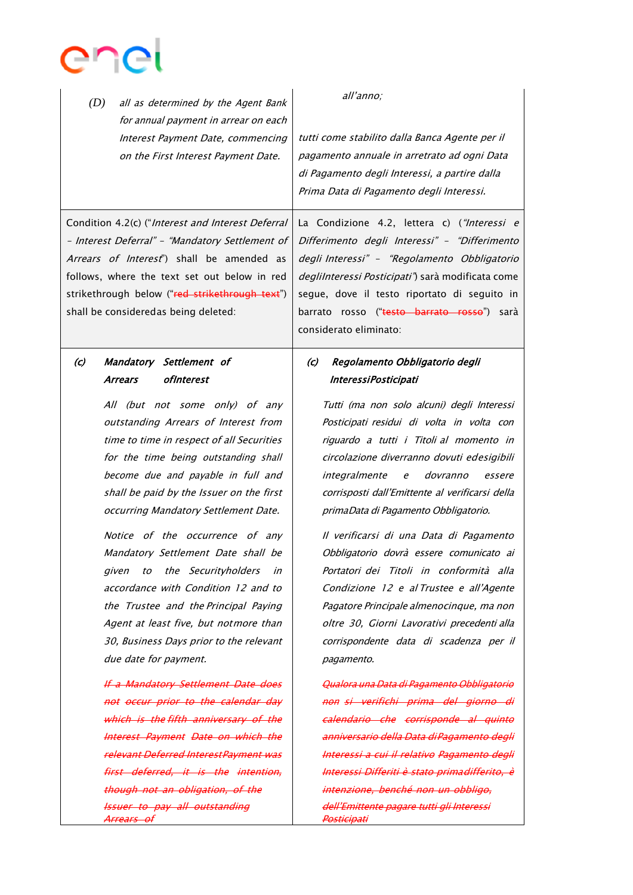| | |
|---|---|
| *(D)* *all as determined by the Agent Bank for annual payment in arrear on each Interest Payment Date, commencing on the First Interest Payment Date.* | *all'anno;*<br><br>*tutti come stabilito dalla Banca Agente per il pagamento annuale in arretrato ad ogni Data di Pagamento degli Interessi, a partire dalla Prima Data di Pagamento degli Interessi.* |
| Condition 4.2(c) ("*Interest and Interest Deferral – Interest Deferral*" – "*Mandatory Settlement of Arrears of Interest*") shall be amended as follows, where the text set out below in red strikethrough below ("~~red strikethrough text~~") shall be consideredas being deleted: | La Condizione 4.2, lettera c) ("*Interessi e Differimento degli Interessi*" – "*Differimento degli Interessi*" – "*Regolamento Obbligatorio degliInteressi Posticipati*") sarà modificata come segue, dove il testo riportato di seguito in barrato rosso ("~~testo barrato rosso~~") sarà considerato eliminato: |
| ***(c) Mandatory Settlement of Arrears ofInterest***<br><br>*All (but not some only) of any outstanding Arrears of Interest from time to time in respect of all Securities for the time being outstanding shall become due and payable in full and shall be paid by the Issuer on the first occurring Mandatory Settlement Date.*<br><br>*Notice of the occurrence of any Mandatory Settlement Date shall be given to the Securityholders in accordance with Condition 12 and to the Trustee and the Principal Paying Agent at least five, but notmore than 30, Business Days prior to the relevant due date for payment.*<br><br>~~*If a Mandatory Settlement Date does not occur prior to the calendar day which is the fifth anniversary of the Interest Payment Date on which the relevant Deferred InterestPayment was first deferred, it is the intention, though not an obligation, of the Issuer to pay all outstanding Arrears of*~~ | ***(c) Regolamento Obbligatorio degli InteressiPosticipati***<br><br>*Tutti (ma non solo alcuni) degli Interessi Posticipati residui di volta in volta con riguardo a tutti i Titoli al momento in circolazione diverranno dovuti edesigibili integralmente e dovranno essere corrisposti dall'Emittente al verificarsi della primaData di Pagamento Obbligatorio.*<br><br>*Il verificarsi di una Data di Pagamento Obbligatorio dovrà essere comunicato ai Portatori dei Titoli in conformità alla Condizione 12 e al Trustee e all'Agente Pagatore Principale almenocinque, ma non oltre 30, Giorni Lavorativi precedenti alla corrispondente data di scadenza per il pagamento.*<br><br>~~*Qualora una Data di Pagamento Obbligatorio non si verifichi prima del giorno di calendario che corrisponde al quinto anniversario della Data diPagamento degli Interessi a cui il relativo Pagamento degli Interessi Differiti è stato primadifferito, è intenzione, benché non un obbligo, dell'Emittente pagare tutti gli Interessi Posticipati*~~ |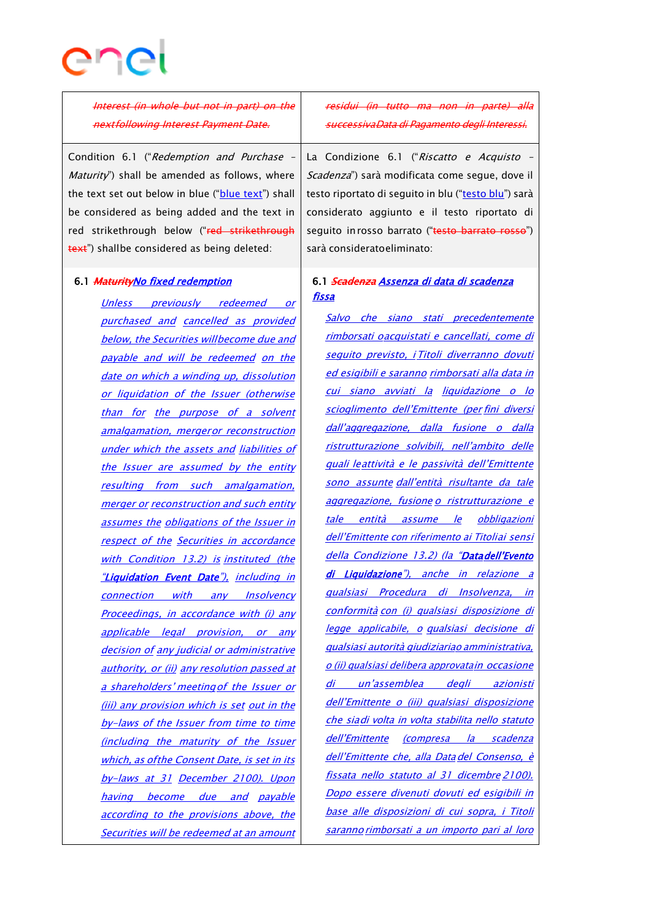| | |
|---|---|
| ~~*Interest (in whole but not in part) on the nextfollowing Interest Payment Date.*~~ | ~~*residui (in tutto ma non in parte) alla successivaData di Pagamento degli Interessi.*~~ |
| Condition 6.1 ("*Redemption and Purchase – Maturity*") shall be amended as follows, where the text set out below in blue ("blue text") shall be considered as being added and the text in red strikethrough below ("~~red strikethrough text~~") shallbe considered as being deleted: | La Condizione 6.1 ("*Riscatto e Acquisto – Scadenza*") sarà modificata come segue, dove il testo riportato di seguito in blu ("testo blu") sarà considerato aggiunto e il testo riportato di seguito in rosso barrato ("~~testo barrato rosso~~") sarà consideratoeliminato: |
| **6.1 ~~*Maturity*~~*No fixed redemption*** <br><br> *Unless previously redeemed or purchased and cancelled as provided below, the Securities willbecome due and payable and will be redeemed on the date on which a winding up, dissolution or liquidation of the Issuer (otherwise than for the purpose of a solvent amalgamation, mergeror reconstruction under which the assets and liabilities of the Issuer are assumed by the entity resulting from such amalgamation, merger or reconstruction and such entity assumes the obligations of the Issuer in respect of the Securities in accordance with Condition 13.2) is instituted (the "**Liquidation Event Date**"), including in connection with any Insolvency Proceedings, in accordance with (i) any applicable legal provision, or any decision of any judicial or administrative authority, or (ii) any resolution passed at a shareholders' meetingof the Issuer or (iii) any provision which is set out in the by-laws of the Issuer from time to time (including the maturity of the Issuer which, as ofthe Consent Date, is set in its by-laws at 31 December 2100). Upon having become due and payable according to the provisions above, the Securities will be redeemed at an amount* | **6.1 ~~*Scadenza*~~ *Assenza di data di scadenza fissa*** <br><br> *Salvo che siano stati precedentemente rimborsati oacquistati e cancellati, come di seguito previsto, i Titoli diverranno dovuti ed esigibili e saranno rimborsati alla data in cui siano avviati la liquidazione o lo scioglimento dell'Emittente (per fini diversi dall'aggregazione, dalla fusione o dalla ristrutturazione solvibili, nell'ambito delle quali leattività e le passività dell'Emittente sono assunte dall'entità risultante da tale aggregazione, fusione o ristrutturazione e tale entità assume le obbligazioni dell'Emittente con riferimento ai Titoliai sensi della Condizione 13.2) (la "**Datadell'Evento di Liquidazione**"), anche in relazione a qualsiasi Procedura di Insolvenza, in conformità con (i) qualsiasi disposizione di legge applicabile, o qualsiasi decisione di qualsiasi autorità giudiziariao amministrativa, o (ii) qualsiasi delibera approvatain occasione di un'assemblea degli azionisti dell'Emittente o (iii) qualsiasi disposizione che siadi volta in volta stabilita nello statuto dell'Emittente (compresa la scadenza dell'Emittente che, alla Datadel Consenso, è fissata nello statuto al 31 dicembre 2100). Dopo essere divenuti dovuti ed esigibili in base alle disposizioni di cui sopra, i Titoli saranno rimborsati a un importo pari al loro* |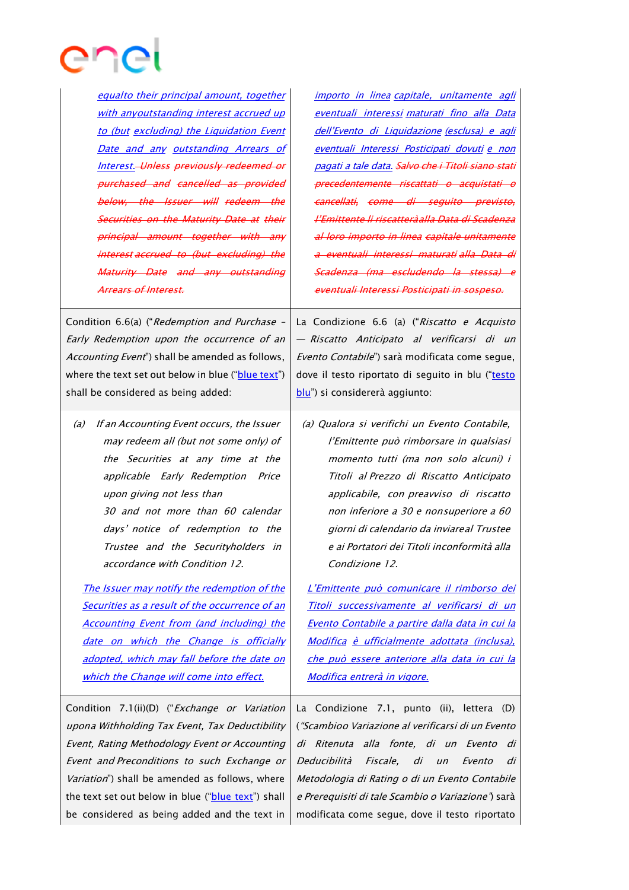| | |
|---|---|
| *equalto their principal amount, together with anyoutstanding interest accrued up to (but excluding) the Liquidation Event Date and any outstanding Arrears of Interest.* ~~*Unless previously redeemed or purchased and cancelled as provided below, the Issuer will redeem the Securities on the Maturity Date at their principal amount together with any interest accrued to (but excluding) the Maturity Date and any outstanding Arrears of Interest.*~~ | *importo in linea capitale, unitamente agli eventuali interessi maturati fino alla Data dell'Evento di Liquidazione (esclusa) e agli eventuali Interessi Posticipati dovuti e non pagati a tale data.* ~~*Salvo che i Titoli siano stati precedentemente riscattati o acquistati o cancellati, come di seguito previsto, l'Emittente li riscatteràalla Data di Scadenza al loro importo in linea capitale unitamente a eventuali interessi maturati alla Data di Scadenza (ma escludendo la stessa) e eventuali Interessi Posticipati in sospeso.*~~ |
| Condition 6.6(a) ("*Redemption and Purchase – Early Redemption upon the occurrence of an Accounting Event*") shall be amended as follows, where the text set out below in blue ("blue text") shall be considered as being added: | La Condizione 6.6 (a) ("*Riscatto e Acquisto — Riscatto Anticipato al verificarsi di un Evento Contabile*") sarà modificata come segue, dove il testo riportato di seguito in blu ("testo blu") si considererà aggiunto: |
| *(a) If an Accounting Event occurs, the Issuer may redeem all (but not some only) of the Securities at any time at the applicable Early Redemption Price upon giving not less than 30 and not more than 60 calendar days' notice of redemption to the Trustee and the Securityholders in accordance with Condition 12.*<br><br>*The Issuer may notify the redemption of the Securities as a result of the occurrence of an Accounting Event from (and including) the date on which the Change is officially adopted, which may fall before the date on which the Change will come into effect.* | *(a) Qualora si verifichi un Evento Contabile, l'Emittente può rimborsare in qualsiasi momento tutti (ma non solo alcuni) i Titoli al Prezzo di Riscatto Anticipato applicabile, con preavviso di riscatto non inferiore a 30 e nonsuperiore a 60 giorni di calendario da inviareal Trustee e ai Portatori dei Titoli inconformità alla Condizione 12.*<br><br>*L'Emittente può comunicare il rimborso dei Titoli successivamente al verificarsi di un Evento Contabile a partire dalla data in cui la Modifica è ufficialmente adottata (inclusa), che può essere anteriore alla data in cui la Modifica entrerà in vigore.* |
| Condition 7.1(ii)(D) ("*Exchange or Variation upona Withholding Tax Event, Tax Deductibility Event, Rating Methodology Event or Accounting Event and Preconditions to such Exchange or Variation*") shall be amended as follows, where the text set out below in blue ("blue text") shall be considered as being added and the text in | La Condizione 7.1, punto (ii), lettera (D) ("*Scambioo Variazione al verificarsi di un Evento di Ritenuta alla fonte, di un Evento di Deducibilità Fiscale, di un Evento di Metodologia di Rating o di un Evento Contabile e Prerequisiti di tale Scambio o Variazione*") sarà modificata come segue, dove il testo riportato |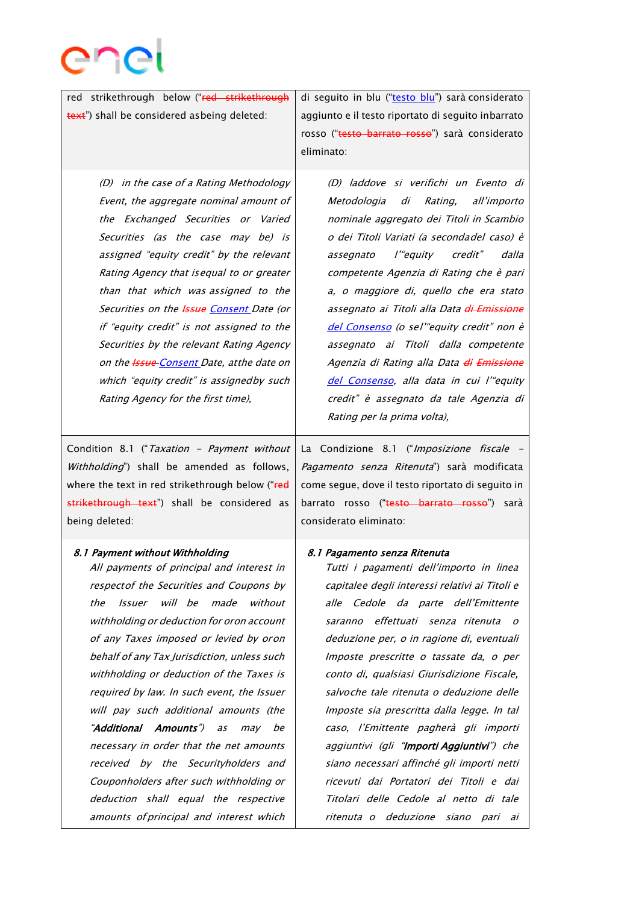| | |
|---|---|
| red strikethrough below ("~~red strikethrough text~~") shall be considered asbeing deleted: | di seguito in blu ("testo blu") sarà considerato aggiunto e il testo riportato di seguito inbarrato rosso ("~~testo barrato rosso~~") sarà considerato eliminato: |
| *(D) in the case of a Rating Methodology Event, the aggregate nominal amount of the Exchanged Securities or Varied Securities (as the case may be) is assigned "equity credit" by the relevant Rating Agency that isequal to or greater than that which was assigned to the Securities on the ~~Issue~~ Consent Date (or if "equity credit" is not assigned to the Securities by the relevant Rating Agency on the ~~Issue~~ Consent Date, atthe date on which "equity credit" is assignedby such Rating Agency for the first time),* | *(D) laddove si verifichi un Evento di Metodologia di Rating, all'importo nominale aggregato dei Titoli in Scambio o dei Titoli Variati (a secondadel caso) è assegnato l'"equity credit" dalla competente Agenzia di Rating che è pari a, o maggiore di, quello che era stato assegnato ai Titoli alla Data ~~di Emissione~~ del Consenso (o sel'"equity credit" non è assegnato ai Titoli dalla competente Agenzia di Rating alla Data ~~di Emissione~~ del Consenso, alla data in cui l'"equity credit" è assegnato da tale Agenzia di Rating per la prima volta),* |
| Condition 8.1 ("*Taxation – Payment without Withholding*") shall be amended as follows, where the text in red strikethrough below ("~~red strikethrough text~~") shall be considered as being deleted: | La Condizione 8.1 ("*Imposizione fiscale – Pagamento senza Ritenuta*") sarà modificata come segue, dove il testo riportato di seguito in barrato rosso ("~~testo barrato rosso~~") sarà considerato eliminato: |
| ***8.1 Payment without Withholding*** *All payments of principal and interest in respectof the Securities and Coupons by the Issuer will be made without withholding or deduction for oron account of any Taxes imposed or levied by oron behalf of any Tax Jurisdiction, unless such withholding or deduction of the Taxes is required by law. In such event, the Issuer will pay such additional amounts (the "**Additional Amounts**") as may be necessary in order that the net amounts received by the Securityholders and Couponholders after such withholding or deduction shall equal the respective amounts ofprincipal and interest which* | ***8.1 Pagamento senza Ritenuta*** *Tutti i pagamenti dell'importo in linea capitalee degli interessi relativi ai Titoli e alle Cedole da parte dell'Emittente saranno effettuati senza ritenuta o deduzione per, o in ragione di, eventuali Imposte prescritte o tassate da, o per conto di, qualsiasi Giurisdizione Fiscale, salvoche tale ritenuta o deduzione delle Imposte sia prescritta dalla legge. In tal caso, l'Emittente pagherà gli importi aggiuntivi (gli "**Importi Aggiuntivi**") che siano necessari affinché gli importi netti ricevuti dai Portatori dei Titoli e dai Titolari delle Cedole al netto di tale ritenuta o deduzione siano pari ai* |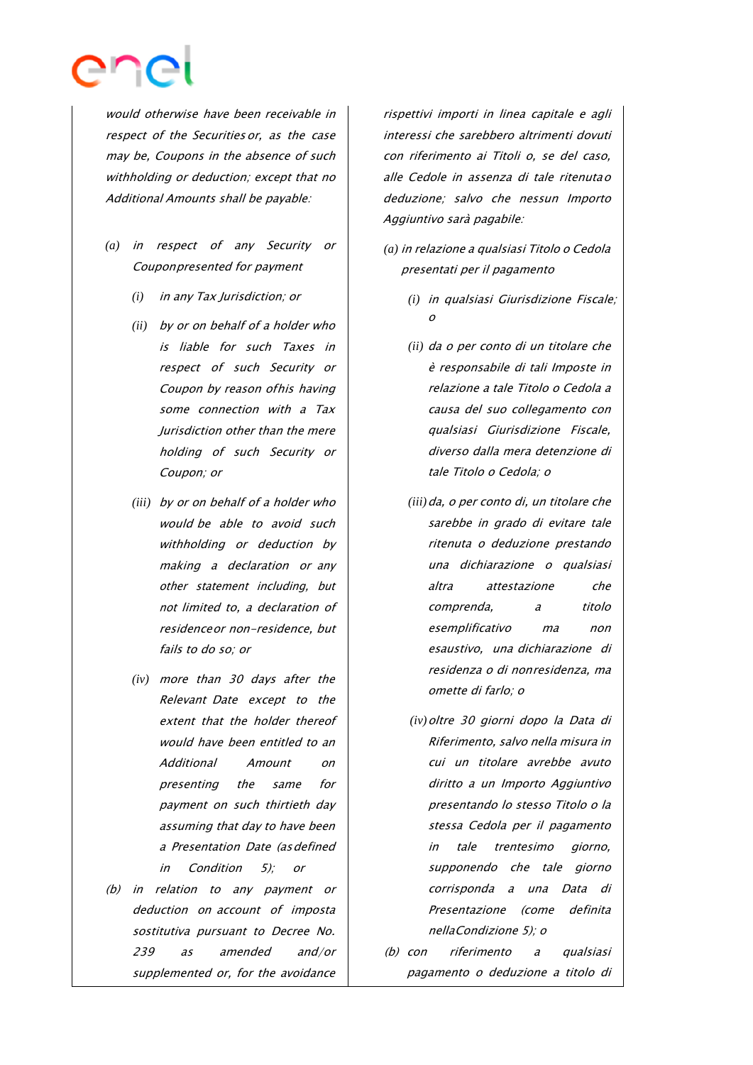*would otherwise have been receivable in respect of the Securities or, as the case may be, Coupons in the absence of such withholding or deduction; except that no Additional Amounts shall be payable:*

*(a) in respect of any Security or Couponpresented for payment*

*(i) in any Tax Jurisdiction; or*

*(ii) by or on behalf of a holder who is liable for such Taxes in respect of such Security or Coupon by reason ofhis having some connection with a Tax Jurisdiction other than the mere holding of such Security or Coupon; or*

*(iii) by or on behalf of a holder who would be able to avoid such withholding or deduction by making a declaration or any other statement including, but not limited to, a declaration of residenceor non-residence, but fails to do so; or*

*(iv) more than 30 days after the Relevant Date except to the extent that the holder thereof would have been entitled to an Additional Amount on presenting the same for payment on such thirtieth day assuming that day to have been a Presentation Date (asdefined in Condition 5); or*

*(b) in relation to any payment or deduction on account of imposta sostitutiva pursuant to Decree No. 239 as amended and/or supplemented or, for the avoidance*

*rispettivi importi in linea capitale e agli interessi che sarebbero altrimenti dovuti con riferimento ai Titoli o, se del caso, alle Cedole in assenza di tale ritenutao deduzione; salvo che nessun Importo Aggiuntivo sarà pagabile:*

*(a) in relazione a qualsiasi Titolo o Cedola presentati per il pagamento*

*(i) in qualsiasi Giurisdizione Fiscale; o*

*(ii) da o per conto di un titolare che è responsabile di tali Imposte in relazione a tale Titolo o Cedola a causa del suo collegamento con qualsiasi Giurisdizione Fiscale, diverso dalla mera detenzione di tale Titolo o Cedola; o*

*(iii) da, o per conto di, un titolare che sarebbe in grado di evitare tale ritenuta o deduzione prestando una dichiarazione o qualsiasi altra attestazione che comprenda, a titolo esemplificativo ma non esaustivo, una dichiarazione di residenza o di nonresidenza, ma omette di farlo; o*

*(iv) oltre 30 giorni dopo la Data di Riferimento, salvo nella misura in cui un titolare avrebbe avuto diritto a un Importo Aggiuntivo presentando lo stesso Titolo o la stessa Cedola per il pagamento in tale trentesimo giorno, supponendo che tale giorno corrisponda a una Data di Presentazione (come definita nellaCondizione 5); o*

*(b) con riferimento a qualsiasi pagamento o deduzione a titolo di*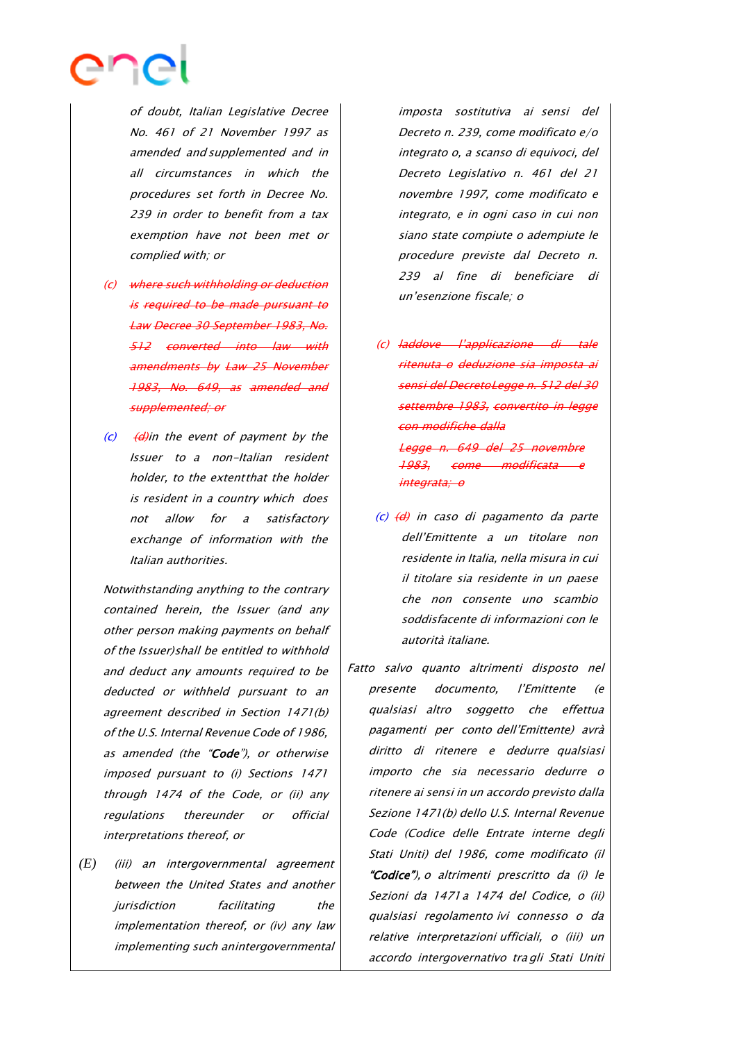| | |
|---|---|
| *of doubt, Italian Legislative Decree No. 461 of 21 November 1997 as amended and supplemented and in all circumstances in which the procedures set forth in Decree No. 239 in order to benefit from a tax exemption have not been met or complied with; or* | *imposta sostitutiva ai sensi del Decreto n. 239, come modificato e/o integrato o, a scanso di equivoci, del Decreto Legislativo n. 461 del 21 novembre 1997, come modificato e integrato, e in ogni caso in cui non siano state compiute o adempiute le procedure previste dal Decreto n. 239 al fine di beneficiare di un'esenzione fiscale; o* |
| *(c) ~~where such withholding or deduction is required to be made pursuant to Law Decree 30 September 1983, No. 512 converted into law with amendments by Law 25 November 1983, No. 649, as amended and supplemented; or~~* | *(c) ~~laddove l'applicazione di tale ritenuta o deduzione sia imposta ai sensi del Decreto Legge n. 512 del 30 settembre 1983, convertito in legge con modifiche dalla Legge n. 649 del 25 novembre 1983, come modificata e integrata; o~~* |
| *(c) ~~(d)~~in the event of payment by the Issuer to a non-Italian resident holder, to the extent that the holder is resident in a country which does not allow for a satisfactory exchange of information with the Italian authorities.* | *(c) ~~(d)~~ in caso di pagamento da parte dell'Emittente a un titolare non residente in Italia, nella misura in cui il titolare sia residente in un paese che non consente uno scambio soddisfacente di informazioni con le autorità italiane.* |
| *Notwithstanding anything to the contrary contained herein, the Issuer (and any other person making payments on behalf of the Issuer) shall be entitled to withhold and deduct any amounts required to be deducted or withheld pursuant to an agreement described in Section 1471(b) of the U.S. Internal Revenue Code of 1986, as amended (the "**Code**"), or otherwise imposed pursuant to (i) Sections 1471 through 1474 of the Code, or (ii) any regulations thereunder or official interpretations thereof, or* | *Fatto salvo quanto altrimenti disposto nel presente documento, l'Emittente (e qualsiasi altro soggetto che effettua pagamenti per conto dell'Emittente) avrà diritto di ritenere e dedurre qualsiasi importo che sia necessario dedurre o ritenere ai sensi in un accordo previsto dalla Sezione 1471(b) dello U.S. Internal Revenue Code (Codice delle Entrate interne degli Stati Uniti) del 1986, come modificato (il "**Codice**"), o altrimenti prescritto da (i) le Sezioni da 1471 a 1474 del Codice, o (ii) qualsiasi regolamento ivi connesso o da relative interpretazioni ufficiali, o (iii) un accordo intergovernativo tra gli Stati Uniti* |
| *(E) (iii) an intergovernmental agreement between the United States and another jurisdiction facilitating the implementation thereof, or (iv) any law implementing such an intergovernmental* | |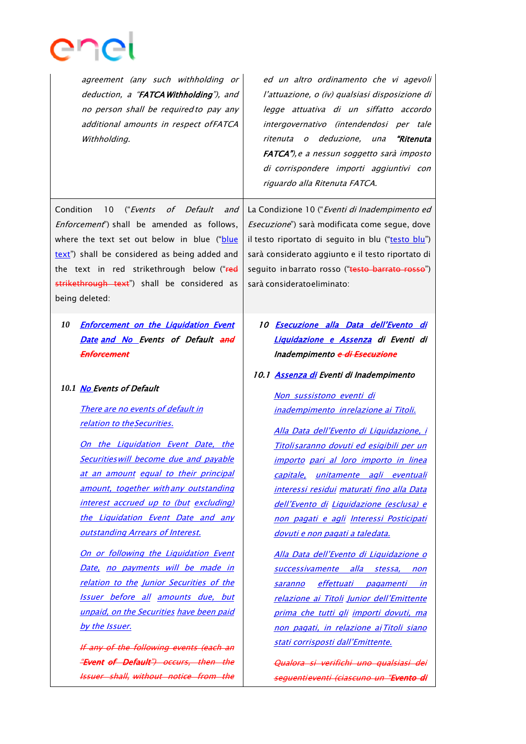| | |
|---|---|
| *agreement (any such withholding or deduction, a "**FATCA Withholding**"), and no person shall be required to pay any additional amounts in respect of FATCA Withholding.* | *ed un altro ordinamento che vi agevoli l'attuazione, o (iv) qualsiasi disposizione di legge attuativa di un siffatto accordo intergovernativo (intendendosi per tale ritenuta o deduzione, una "**Ritenuta FATCA**"), e a nessun soggetto sarà imposto di corrispondere importi aggiuntivi con riguardo alla Ritenuta FATCA.* |
| Condition 10 ("*Events of Default and Enforcement*") shall be amended as follows, where the text set out below in blue ("blue text") shall be considered as being added and the text in red strikethrough below ("~~red strikethrough text~~") shall be considered as being deleted: | La Condizione 10 ("*Eventi di Inadempimento ed Esecuzione*") sarà modificata come segue, dove il testo riportato di seguito in blu ("testo blu") sarà considerato aggiunto e il testo riportato di seguito in barrato rosso ("~~testo barrato rosso~~") sarà considerato eliminato: |
| **10** ***Enforcement on the Liquidation Event Date and No Events of Default ~~and Enforcement~~***<br><br>**10.1** ***No Events of Default***<br><br>*There are no events of default in relation to the Securities.*<br><br>*On the Liquidation Event Date, the Securities will become due and payable at an amount equal to their principal amount, together with any outstanding interest accrued up to (but excluding) the Liquidation Event Date and any outstanding Arrears of Interest.*<br><br>*On or following the Liquidation Event Date, no payments will be made in relation to the Junior Securities of the Issuer before all amounts due, but unpaid, on the Securities have been paid by the Issuer.*<br><br>~~*If any of the following events (each an "**Event of Default**") occurs, then the Issuer shall, without notice from the*~~ | **10** ***Esecuzione alla Data dell'Evento di Liquidazione e Assenza di Eventi di Inadempimento ~~e di Esecuzione~~***<br><br>**10.1** ***Assenza di Eventi di Inadempimento***<br><br>*Non sussistono eventi di inadempimento in relazione ai Titoli.*<br><br>*Alla Data dell'Evento di Liquidazione, i Titoli saranno dovuti ed esigibili per un importo pari al loro importo in linea capitale, unitamente agli eventuali interessi residui maturati fino alla Data dell'Evento di Liquidazione (esclusa) e non pagati e agli Interessi Posticipati dovuti e non pagati a tale data.*<br><br>*Alla Data dell'Evento di Liquidazione o successivamente alla stessa, non saranno effettuati pagamenti in relazione ai Titoli Junior dell'Emittente prima che tutti gli importi dovuti, ma non pagati, in relazione ai Titoli siano stati corrisposti dall'Emittente.*<br><br>~~*Qualora si verifichi uno qualsiasi dei seguenti eventi (ciascuno un "**Evento di***~~ |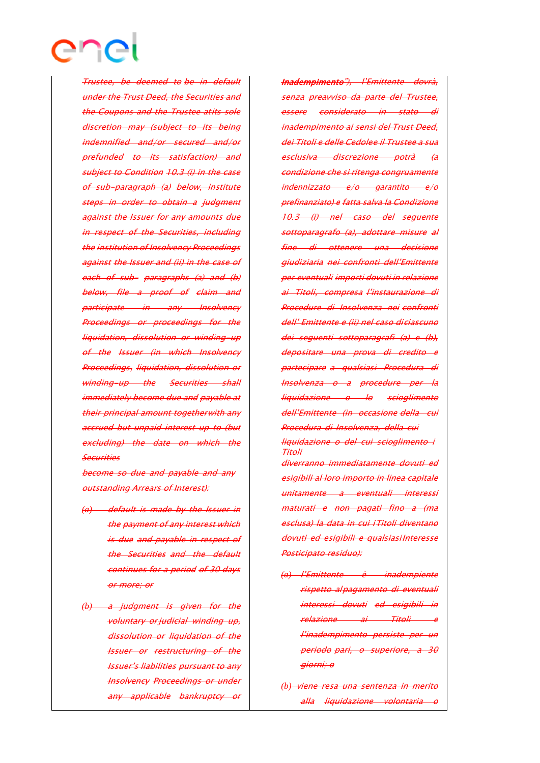| ~~*Trustee, be deemed to be in default under the Trust Deed, the Securities and the Coupons and the Trustee at its sole discretion may (subject to its being indemnified and/or secured and/or prefunded to its satisfaction) and subject to Condition 10.3 (i) in the case of sub-paragraph (a) below, institute steps in order to obtain a judgment against the Issuer for any amounts due in respect of the Securities, including the institution of Insolvency Proceedings against the Issuer and (ii) in the case of each of sub- paragraphs (a) and (b) below, file a proof of claim and participate in any Insolvency Proceedings or proceedings for the liquidation, dissolution or winding-up of the Issuer (in which Insolvency Proceedings, liquidation, dissolution or winding-up the Securities shall immediately become due and payable at their principal amount together with any accrued but unpaid interest up to (but excluding) the date on which the Securities become so due and payable and any outstanding Arrears of Interest):*~~<br><br>~~*(a) default is made by the Issuer in the payment of any interest which is due and payable in respect of the Securities and the default continues for a period of 30 days or more; or*~~<br><br>~~*(b) a judgment is given for the voluntary or judicial winding up, dissolution or liquidation of the Issuer or restructuring of the Issuer's liabilities pursuant to any Insolvency Proceedings or under any applicable bankruptcy or*~~ | ~~***Inadempimento***~~~~*"), l'Emittente dovrà, senza preavviso da parte del Trustee, essere considerato in stato di inadempimento ai sensi del Trust Deed, dei Titoli e delle Cedole e il Trustee a sua esclusiva discrezione potrà (a condizione che si ritenga congruamente indennizzato e/o garantito e/o prefinanziato) e fatta salva la Condizione 10.3 (i) nel caso del seguente sottoparagrafo (a), adottare misure al fine di ottenere una decisione giudiziaria nei confronti dell'Emittente per eventuali importi dovuti in relazione ai Titoli, compresa l'instaurazione di Procedure di Insolvenza nei confronti dell' Emittente e (ii) nel caso di ciascuno dei seguenti sottoparagrafi (a) e (b), depositare una prova di credito e partecipare a qualsiasi Procedura di Insolvenza o a procedure per la liquidazione o lo scioglimento dell'Emittente (in occasione della cui Procedura di Insolvenza, della cui liquidazione o del cui scioglimento i Titoli diverranno immediatamente dovuti ed esigibili al loro importo in linea capitale unitamente a eventuali interessi maturati e non pagati fino a (ma esclusa) la data in cui i Titoli diventano dovuti ed esigibili e qualsiasi Interesse Posticipato residuo):*~~<br><br>~~*(a) l'Emittente è inadempiente rispetto al pagamento di eventuali interessi dovuti ed esigibili in relazione ai Titoli e l'inadempimento persiste per un periodo pari, o superiore, a 30 giorni; o*~~<br><br>~~*(b) viene resa una sentenza in merito alla liquidazione volontaria o*~~ |
|---|---|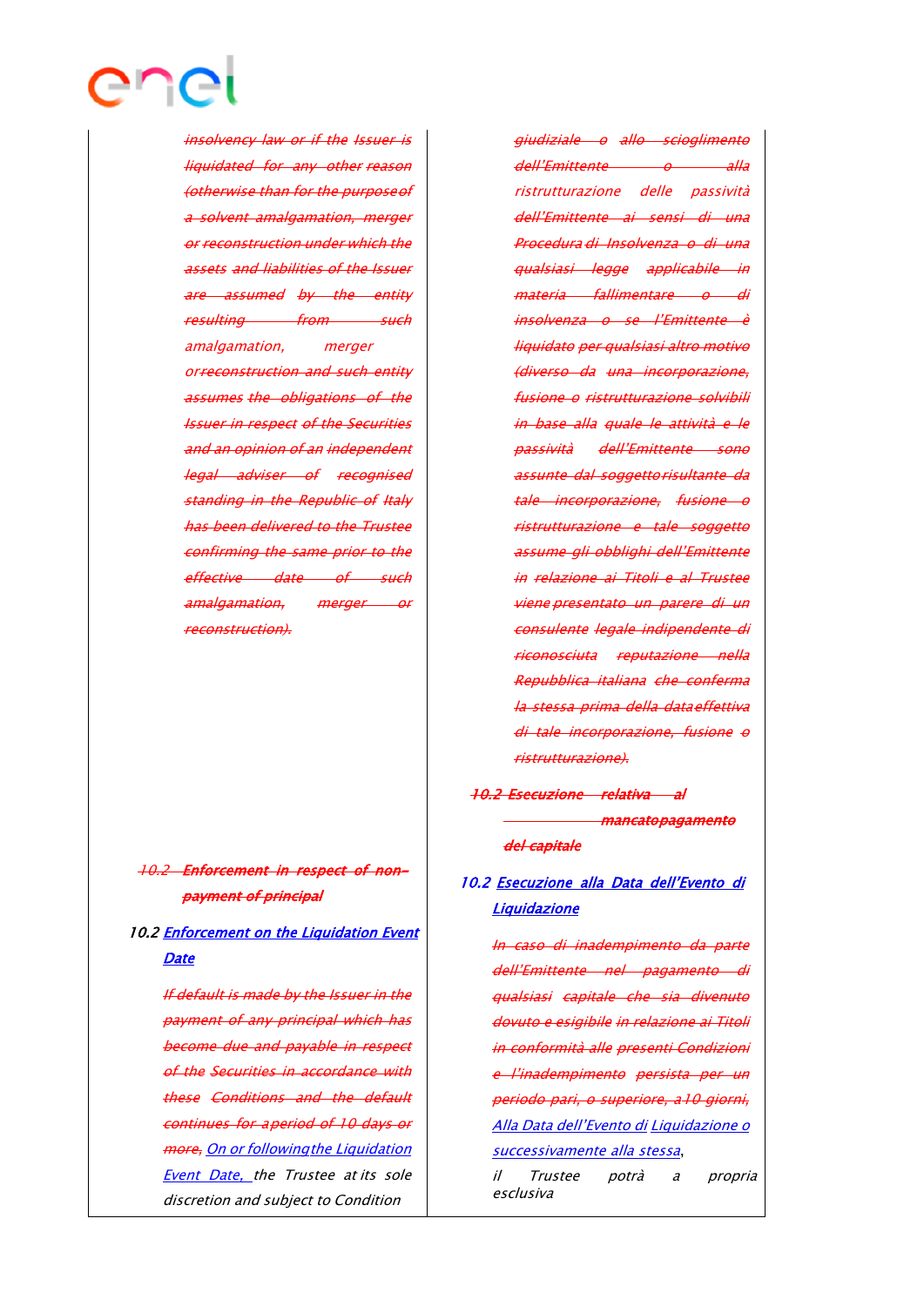| | |
|---|---|
| ~~insolvency law or if the Issuer is liquidated for any other reason (otherwise than for the purpose of a solvent amalgamation, merger or reconstruction under which the assets and liabilities of the Issuer are assumed by the entity resulting from such~~ amalgamation, merger or ~~reconstruction and such entity assumes the obligations of the Issuer in respect of the Securities and an opinion of an independent legal adviser of recognised standing in the Republic of Italy has been delivered to the Trustee confirming the same prior to the effective date of such amalgamation, merger or reconstruction).~~ | ~~giudiziale o allo scioglimento dell'Emittente o alla~~ ristrutturazione delle passività ~~dell'Emittente ai sensi di una Procedura di Insolvenza o di una qualsiasi legge applicabile in materia fallimentare o di insolvenza o se l'Emittente è liquidato per qualsiasi altro motivo (diverso da una incorporazione, fusione o ristrutturazione solvibili in base alla quale le attività e le passività dell'Emittente sono assunte dal soggetto risultante da tale incorporazione, fusione o ristrutturazione e tale soggetto assume gli obblighi dell'Emittente in relazione ai Titoli e al Trustee viene presentato un parere di un consulente legale indipendente di riconosciuta reputazione nella Repubblica italiana che conferma la stessa prima della data effettiva di tale incorporazione, fusione o ristrutturazione).~~ |
| ~~10.2 **Enforcement in respect of non-payment of principal**~~ | ~~**10.2 Esecuzione relativa al mancato pagamento del capitale**~~ |
| 10.2 <u>Enforcement on the Liquidation Event Date</u> | 10.2 <u>Esecuzione alla Data dell'Evento di Liquidazione</u> |
| ~~If default is made by the Issuer in the payment of any principal which has become due and payable in respect of the Securities in accordance with these Conditions and the default continues for a period of 10 days or more,~~ <u>On or following the Liquidation Event Date,</u> the Trustee at its sole discretion and subject to Condition | ~~In caso di inadempimento da parte dell'Emittente nel pagamento di qualsiasi capitale che sia divenuto dovuto e esigibile in relazione ai Titoli in conformità alle presenti Condizioni e l'inadempimento persista per un periodo pari, o superiore, a 10 giorni,~~ <u>Alla Data dell'Evento di Liquidazione o successivamente alla stessa</u>, il Trustee potrà a propria esclusiva |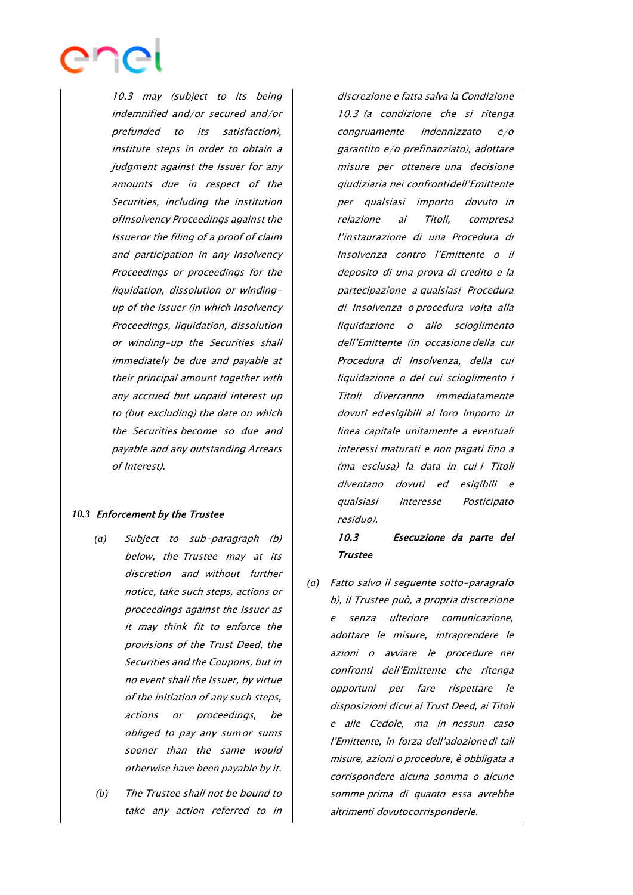*10.3 may (subject to its being indemnified and/or secured and/or prefunded to its satisfaction), institute steps in order to obtain a judgment against the Issuer for any amounts due in respect of the Securities, including the institution ofInsolvency Proceedings against the Issueror the filing of a proof of claim and participation in any Insolvency Proceedings or proceedings for the liquidation, dissolution or winding-up of the Issuer (in which Insolvency Proceedings, liquidation, dissolution or winding-up the Securities shall immediately be due and payable at their principal amount together with any accrued but unpaid interest up to (but excluding) the date on which the Securities become so due and payable and any outstanding Arrears of Interest).*

**10.3 *Enforcement by the Trustee***

(a) *Subject to sub-paragraph (b) below, the Trustee may at its discretion and without further notice, take such steps, actions or proceedings against the Issuer as it may think fit to enforce the provisions of the Trust Deed, the Securities and the Coupons, but in no event shall the Issuer, by virtue of the initiation of any such steps, actions or proceedings, be obliged to pay any sum or sums sooner than the same would otherwise have been payable by it.*

(b) *The Trustee shall not be bound to take any action referred to in*

*discrezione e fatta salva la Condizione 10.3 (a condizione che si ritenga congruamente indennizzato e/o garantito e/o prefinanziato), adottare misure per ottenere una decisione giudiziaria nei confrontidell'Emittente per qualsiasi importo dovuto in relazione ai Titoli, compresa l'instaurazione di una Procedura di Insolvenza contro l'Emittente o il deposito di una prova di credito e la partecipazione a qualsiasi Procedura di Insolvenza o procedura volta alla liquidazione o allo scioglimento dell'Emittente (in occasione della cui Procedura di Insolvenza, della cui liquidazione o del cui scioglimento i Titoli diverranno immediatamente dovuti ed esigibili al loro importo in linea capitale unitamente a eventuali interessi maturati e non pagati fino a (ma esclusa) la data in cui i Titoli diventano dovuti ed esigibili e qualsiasi Interesse Posticipato residuo).*

**10.3 *Esecuzione da parte del Trustee***

(a) *Fatto salvo il seguente sotto-paragrafo b), il Trustee può, a propria discrezione e senza ulteriore comunicazione, adottare le misure, intraprendere le azioni o avviare le procedure nei confronti dell'Emittente che ritenga opportuni per fare rispettare le disposizioni dicui al Trust Deed, ai Titoli e alle Cedole, ma in nessun caso l'Emittente, in forza dell'adozione di tali misure, azioni o procedure, è obbligata a corrispondere alcuna somma o alcune somme prima di quanto essa avrebbe altrimenti dovutocorrisponderle.*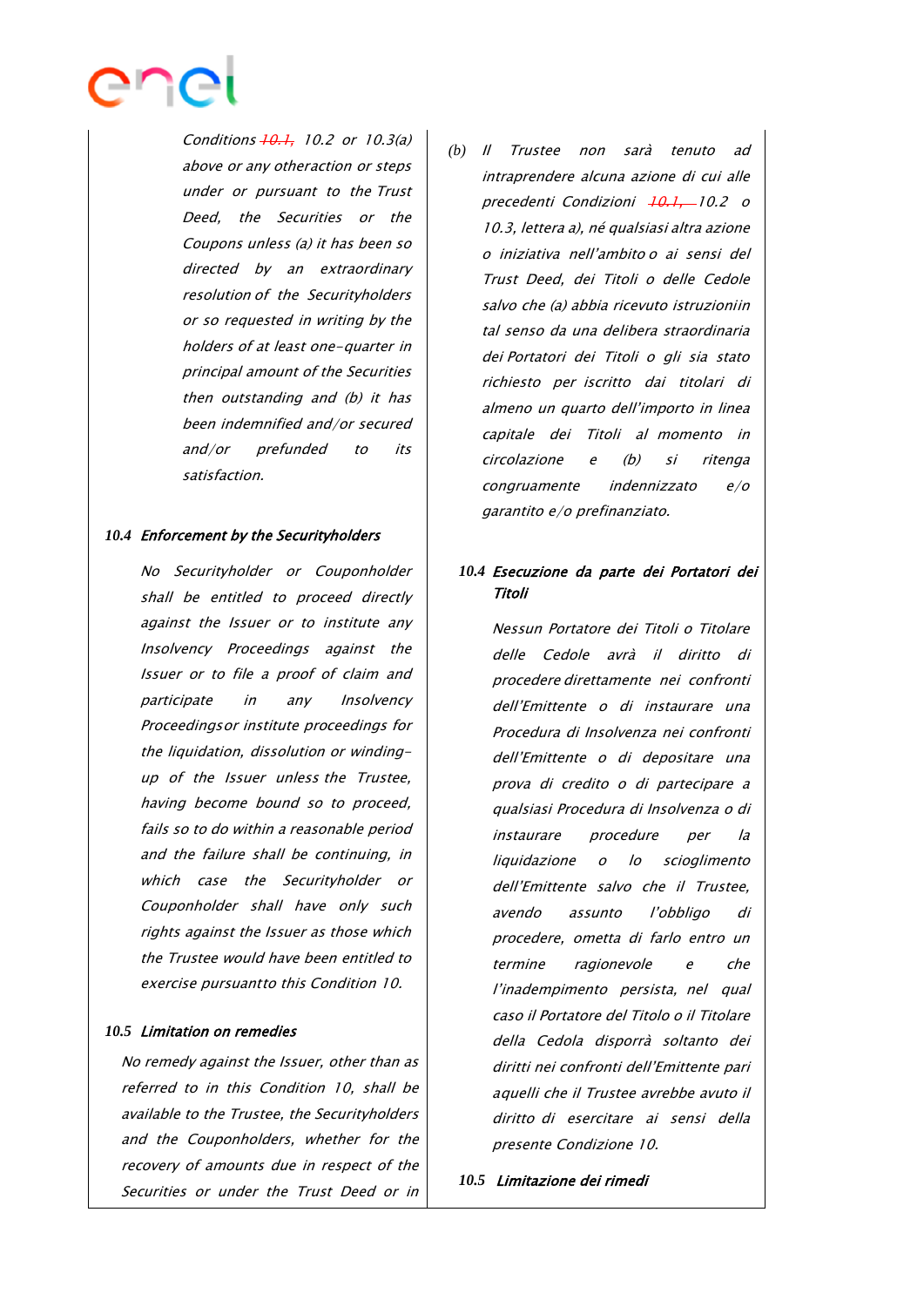Conditions ~~10.1,~~ 10.2 or 10.3(a) above or any otheraction or steps under or pursuant to the Trust Deed, the Securities or the Coupons unless (a) it has been so directed by an extraordinary resolution of the Securityholders or so requested in writing by the holders of at least one-quarter in principal amount of the Securities then outstanding and (b) it has been indemnified and/or secured and/or prefunded to its satisfaction.

**10.4 *Enforcement by the Securityholders***

*No Securityholder or Couponholder shall be entitled to proceed directly against the Issuer or to institute any Insolvency Proceedings against the Issuer or to file a proof of claim and participate in any Insolvency Proceedingsor institute proceedings for the liquidation, dissolution or winding-up of the Issuer unless the Trustee, having become bound so to proceed, fails so to do within a reasonable period and the failure shall be continuing, in which case the Securityholder or Couponholder shall have only such rights against the Issuer as those which the Trustee would have been entitled to exercise pursuantto this Condition 10.*

**10.5 *Limitation on remedies***

*No remedy against the Issuer, other than as referred to in this Condition 10, shall be available to the Trustee, the Securityholders and the Couponholders, whether for the recovery of amounts due in respect of the Securities or under the Trust Deed or in*

*(b) Il Trustee non sarà tenuto ad intraprendere alcuna azione di cui alle precedenti Condizioni ~~10.1,~~ 10.2 o 10.3, lettera a), né qualsiasi altra azione o iniziativa nell'ambito o ai sensi del Trust Deed, dei Titoli o delle Cedole salvo che (a) abbia ricevuto istruzioniin tal senso da una delibera straordinaria dei Portatori dei Titoli o gli sia stato richiesto per iscritto dai titolari di almeno un quarto dell'importo in linea capitale dei Titoli al momento in circolazione e (b) si ritenga congruamente indennizzato e/o garantito e/o prefinanziato.*

**10.4 *Esecuzione da parte dei Portatori dei Titoli***

*Nessun Portatore dei Titoli o Titolare delle Cedole avrà il diritto di procedere direttamente nei confronti dell'Emittente o di instaurare una Procedura di Insolvenza nei confronti dell'Emittente o di depositare una prova di credito o di partecipare a qualsiasi Procedura di Insolvenza o di instaurare procedure per la liquidazione o lo scioglimento dell'Emittente salvo che il Trustee, avendo assunto l'obbligo di procedere, ometta di farlo entro un termine ragionevole e che l'inadempimento persista, nel qual caso il Portatore del Titolo o il Titolare della Cedola disporrà soltanto dei diritti nei confronti dell'Emittente pari aquelli che il Trustee avrebbe avuto il diritto di esercitare ai sensi della presente Condizione 10.*

**10.5 *Limitazione dei rimedi***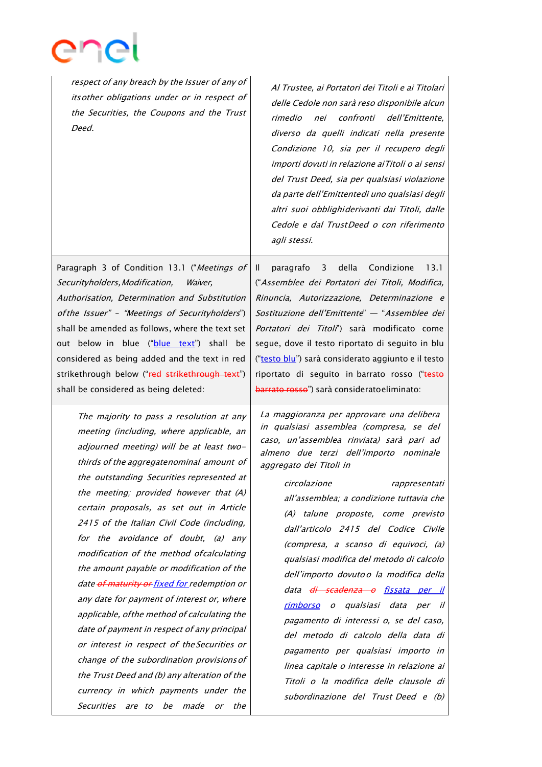| | |
|---|---|
| *respect of any breach by the Issuer of any of its other obligations under or in respect of the Securities, the Coupons and the Trust Deed.* | *Al Trustee, ai Portatori dei Titoli e ai Titolari delle Cedole non sarà reso disponibile alcun rimedio nei confronti dell'Emittente, diverso da quelli indicati nella presente Condizione 10, sia per il recupero degli importi dovuti in relazione ai Titoli o ai sensi del Trust Deed, sia per qualsiasi violazione da parte dell'Emittente di uno qualsiasi degli altri suoi obblighi derivanti dai Titoli, dalle Cedole e dal Trust Deed o con riferimento agli stessi.* |
| Paragraph 3 of Condition 13.1 ("*Meetings of Securityholders, Modification, Waiver, Authorisation, Determination and Substitution of the Issuer*" – "*Meetings of Securityholders*") shall be amended as follows, where the text set out below in blue ("blue text") shall be considered as being added and the text in red strikethrough below ("~~red strikethrough text~~") shall be considered as being deleted: | Il paragrafo 3 della Condizione 13.1 ("*Assemblee dei Portatori dei Titoli, Modifica, Rinuncia, Autorizzazione, Determinazione e Sostituzione dell'Emittente*" — "*Assemblee dei Portatori dei Titoli*") sarà modificato come segue, dove il testo riportato di seguito in blu ("testo blu") sarà considerato aggiunto e il testo riportato di seguito in barrato rosso ("~~testo barrato rosso~~") sarà considerato eliminato: |
| *The majority to pass a resolution at any meeting (including, where applicable, an adjourned meeting) will be at least two-thirds of the aggregate nominal amount of the outstanding Securities represented at the meeting; provided however that (A) certain proposals, as set out in Article 2415 of the Italian Civil Code (including, for the avoidance of doubt, (a) any modification of the method of calculating the amount payable or modification of the date ~~of maturity or~~ fixed for redemption or any date for payment of interest or, where applicable, of the method of calculating the date of payment in respect of any principal or interest in respect of the Securities or change of the subordination provisions of the Trust Deed and (b) any alteration of the currency in which payments under the Securities are to be made or the* | *La maggioranza per approvare una delibera in qualsiasi assemblea (compresa, se del caso, un'assemblea rinviata) sarà pari ad almeno due terzi dell'importo nominale aggregato dei Titoli in circolazione rappresentati all'assemblea; a condizione tuttavia che (A) talune proposte, come previsto dall'articolo 2415 del Codice Civile (compresa, a scanso di equivoci, (a) qualsiasi modifica del metodo di calcolo dell'importo dovuto o la modifica della data ~~di scadenza o~~ fissata per il rimborso o qualsiasi data per il pagamento di interessi o, se del caso, del metodo di calcolo della data di pagamento per qualsiasi importo in linea capitale o interesse in relazione ai Titoli o la modifica delle clausole di subordinazione del Trust Deed e (b)* |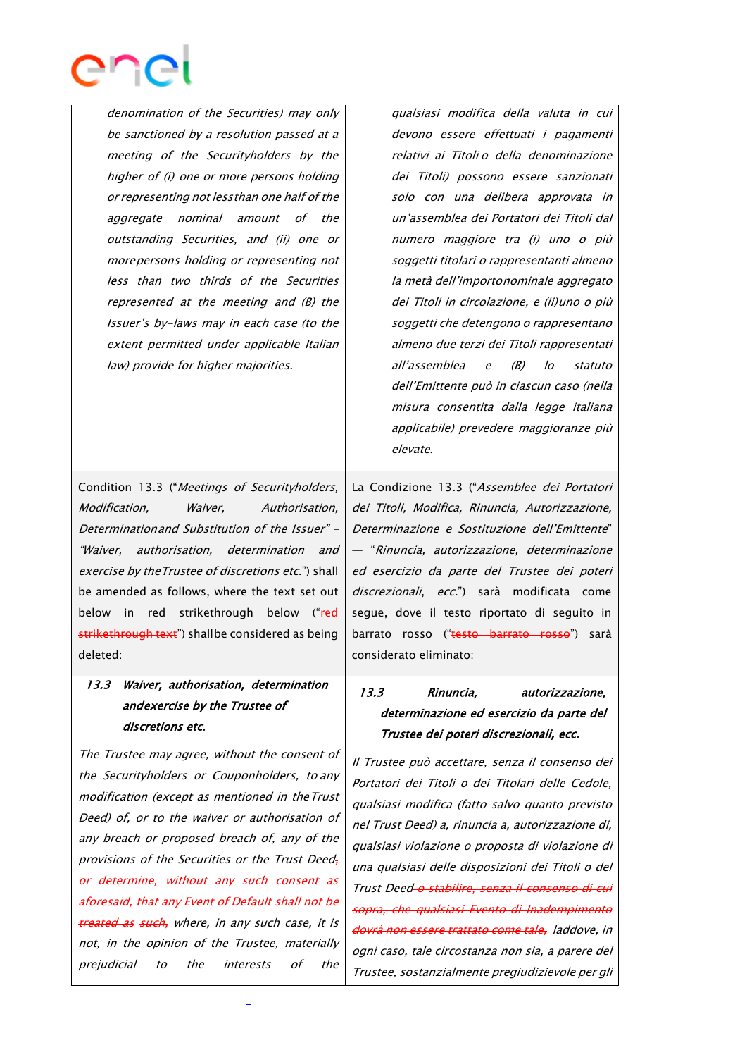| | |
|---|---|
| *denomination of the Securities) may only be sanctioned by a resolution passed at a meeting of the Securityholders by the higher of (i) one or more persons holding or representing not less than one half of the aggregate nominal amount of the outstanding Securities, and (ii) one or more persons holding or representing not less than two thirds of the Securities represented at the meeting and (B) the Issuer's by-laws may in each case (to the extent permitted under applicable Italian law) provide for higher majorities.* | *qualsiasi modifica della valuta in cui devono essere effettuati i pagamenti relativi ai Titoli o della denominazione dei Titoli) possono essere sanzionati solo con una delibera approvata in un'assemblea dei Portatori dei Titoli dal numero maggiore tra (i) uno o più soggetti titolari o rappresentanti almeno la metà dell'importo nominale aggregato dei Titoli in circolazione, e (ii) uno o più soggetti che detengono o rappresentano almeno due terzi dei Titoli rappresentati all'assemblea e (B) lo statuto dell'Emittente può in ciascun caso (nella misura consentita dalla legge italiana applicabile) prevedere maggioranze più elevate.* |
| Condition 13.3 ("*Meetings of Securityholders, Modification, Waiver, Authorisation, Determination and Substitution of the Issuer*" – "*Waiver, authorisation, determination and exercise by the Trustee of discretions etc.*") shall be amended as follows, where the text set out below in red strikethrough below ("~~red strikethrough text~~") shall be considered as being deleted: | La Condizione 13.3 ("*Assemblee dei Portatori dei Titoli, Modifica, Rinuncia, Autorizzazione, Determinazione e Sostituzione dell'Emittente*" — "*Rinuncia, autorizzazione, determinazione ed esercizio da parte del Trustee dei poteri discrezionali, ecc.*") sarà modificata come segue, dove il testo riportato di seguito in barrato rosso ("~~testo barrato rosso~~") sarà considerato eliminato: |
| ***13.3 Waiver, authorisation, determination and exercise by the Trustee of discretions etc.*** <br><br> *The Trustee may agree, without the consent of the Securityholders or Couponholders, to any modification (except as mentioned in the Trust Deed) of, or to the waiver or authorisation of any breach or proposed breach of, any of the provisions of the Securities or the Trust Deed~~, or determine, without any such consent as aforesaid, that any Event of Default shall not be treated as such,~~ where, in any such case, it is not, in the opinion of the Trustee, materially prejudicial to the interests of the* | ***13.3 Rinuncia, autorizzazione, determinazione ed esercizio da parte del Trustee dei poteri discrezionali, ecc.*** <br><br> *Il Trustee può accettare, senza il consenso dei Portatori dei Titoli o dei Titolari delle Cedole, qualsiasi modifica (fatto salvo quanto previsto nel Trust Deed) a, rinuncia a, autorizzazione di, qualsiasi violazione o proposta di violazione di una qualsiasi delle disposizioni dei Titoli o del Trust Deed~~ o stabilire, senza il consenso di cui sopra, che qualsiasi Evento di Inadempimento dovrà non essere trattato come tale,~~ laddove, in ogni caso, tale circostanza non sia, a parere del Trustee, sostanzialmente pregiudizievole per gli* |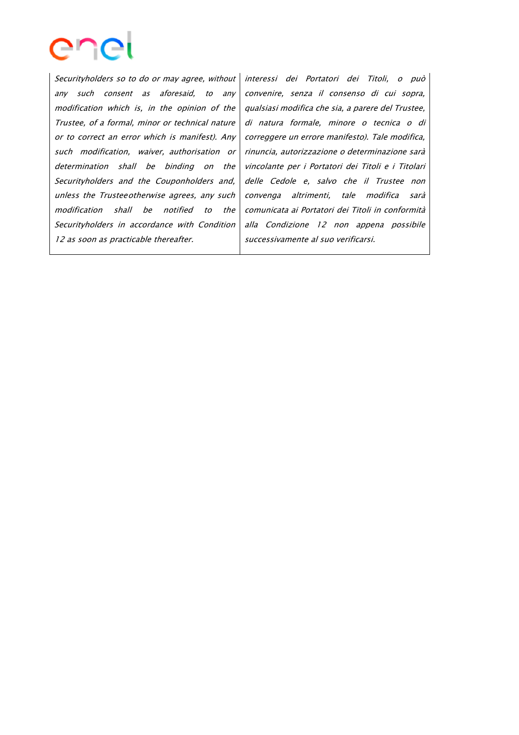| | |
|---|---|
| *Securityholders so to do or may agree, without any such consent as aforesaid, to any modification which is, in the opinion of the Trustee, of a formal, minor or technical nature or to correct an error which is manifest). Any such modification, waiver, authorisation or determination shall be binding on the Securityholders and the Couponholders and, unless the Trustee otherwise agrees, any such modification shall be notified to the Securityholders in accordance with Condition 12 as soon as practicable thereafter.* | *interessi dei Portatori dei Titoli, o può convenire, senza il consenso di cui sopra, qualsiasi modifica che sia, a parere del Trustee, di natura formale, minore o tecnica o di correggere un errore manifesto). Tale modifica, rinuncia, autorizzazione o determinazione sarà vincolante per i Portatori dei Titoli e i Titolari delle Cedole e, salvo che il Trustee non convenga altrimenti, tale modifica sarà comunicata ai Portatori dei Titoli in conformità alla Condizione 12 non appena possibile successivamente al suo verificarsi.* |